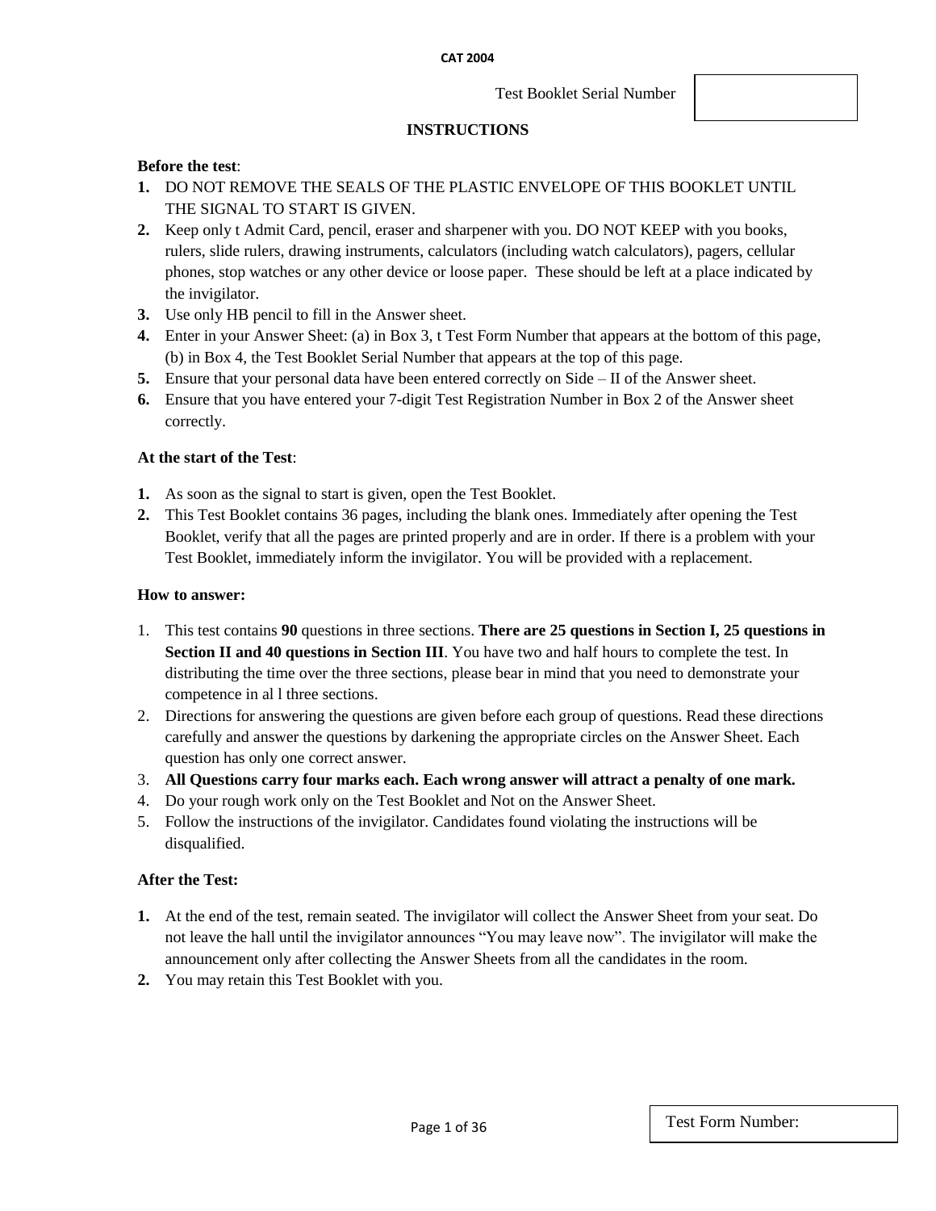CAT 2004

Test Booklet Serial Number

## INSTRUCTIONS

**Before the test**:

1. DO NOT REMOVE THE SEALS OF THE PLASTIC ENVELOPE OF THIS BOOKLET UNTIL THE SIGNAL TO START IS GIVEN.
2. Keep only t Admit Card, pencil, eraser and sharpener with you. DO NOT KEEP with you books, rulers, slide rulers, drawing instruments, calculators (including watch calculators), pagers, cellular phones, stop watches or any other device or loose paper. These should be left at a place indicated by the invigilator.
3. Use only HB pencil to fill in the Answer sheet.
4. Enter in your Answer Sheet: (a) in Box 3, t Test Form Number that appears at the bottom of this page, (b) in Box 4, the Test Booklet Serial Number that appears at the top of this page.
5. Ensure that your personal data have been entered correctly on Side – II of the Answer sheet.
6. Ensure that you have entered your 7-digit Test Registration Number in Box 2 of the Answer sheet correctly.

**At the start of the Test**:

1. As soon as the signal to start is given, open the Test Booklet.
2. This Test Booklet contains 36 pages, including the blank ones. Immediately after opening the Test Booklet, verify that all the pages are printed properly and are in order. If there is a problem with your Test Booklet, immediately inform the invigilator. You will be provided with a replacement.

**How to answer:**

1. This test contains **90** questions in three sections. **There are 25 questions in Section I, 25 questions in Section II and 40 questions in Section III**. You have two and half hours to complete the test. In distributing the time over the three sections, please bear in mind that you need to demonstrate your competence in al l three sections.
2. Directions for answering the questions are given before each group of questions. Read these directions carefully and answer the questions by darkening the appropriate circles on the Answer Sheet. Each question has only one correct answer.
3. **All Questions carry four marks each. Each wrong answer will attract a penalty of one mark.**
4. Do your rough work only on the Test Booklet and Not on the Answer Sheet.
5. Follow the instructions of the invigilator. Candidates found violating the instructions will be disqualified.

**After the Test:**

1. At the end of the test, remain seated. The invigilator will collect the Answer Sheet from your seat. Do not leave the hall until the invigilator announces "You may leave now". The invigilator will make the announcement only after collecting the Answer Sheets from all the candidates in the room.
2. You may retain this Test Booklet with you.

Test Form Number: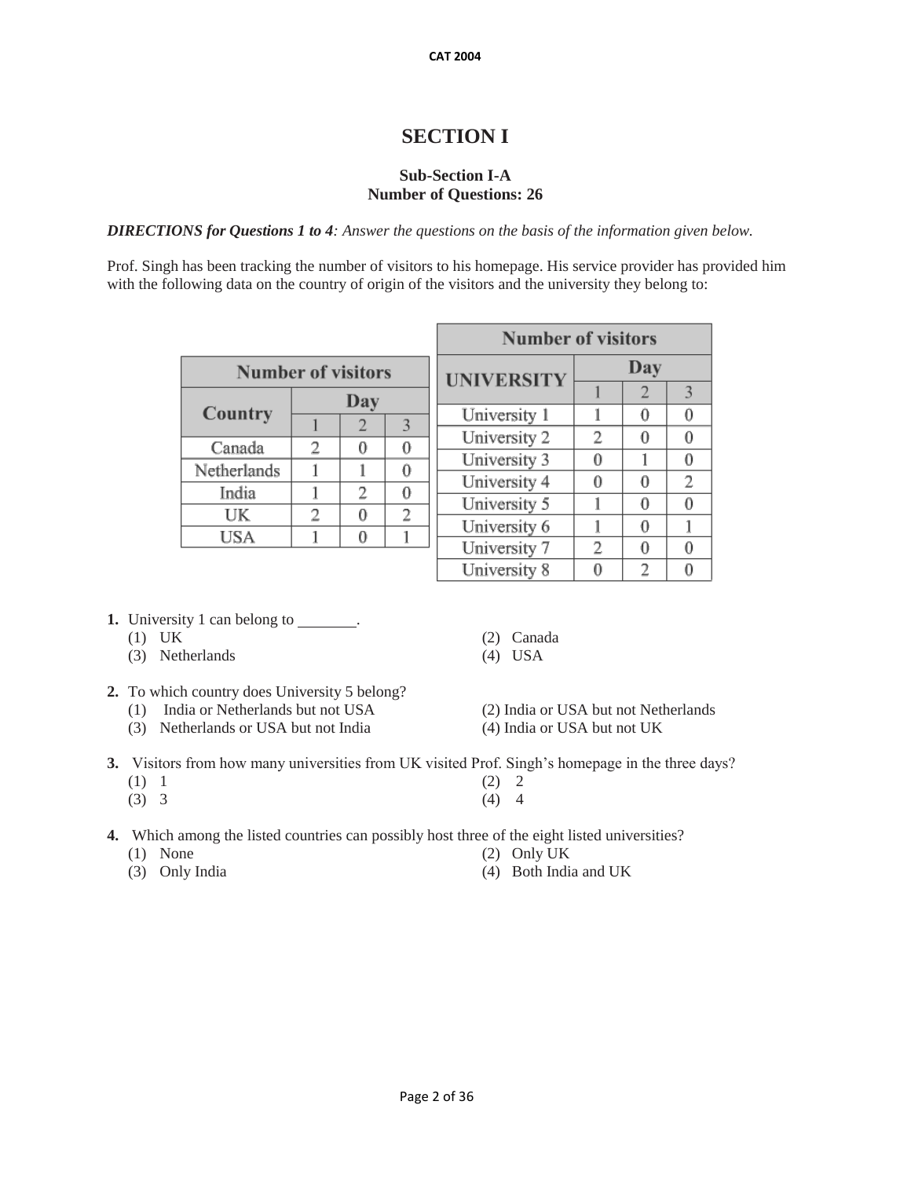# SECTION I

**Sub-Section I-A**
**Number of Questions: 26**

***DIRECTIONS for Questions 1 to 4**: Answer the questions on the basis of the information given below.*

Prof. Singh has been tracking the number of visitors to his homepage. His service provider has provided him with the following data on the country of origin of the visitors and the university they belong to:

| Number of visitors | | | |
|---|---|---|---|
| Country | Day | | |
| | 1 | 2 | 3 |
| Canada | 2 | 0 | 0 |
| Netherlands | 1 | 1 | 0 |
| India | 1 | 2 | 0 |
| UK | 2 | 0 | 2 |
| USA | 1 | 0 | 1 |

| Number of visitors | | | |
|---|---|---|---|
| UNIVERSITY | Day | | |
| | 1 | 2 | 3 |
| University 1 | 1 | 0 | 0 |
| University 2 | 2 | 0 | 0 |
| University 3 | 0 | 1 | 0 |
| University 4 | 0 | 0 | 2 |
| University 5 | 1 | 0 | 0 |
| University 6 | 1 | 0 | 1 |
| University 7 | 2 | 0 | 0 |
| University 8 | 0 | 2 | 0 |

**1.** University 1 can belong to ________.
- (1) UK
- (2) Canada
- (3) Netherlands
- (4) USA

**2.** To which country does University 5 belong?
- (1) India or Netherlands but not USA
- (2) India or USA but not Netherlands
- (3) Netherlands or USA but not India
- (4) India or USA but not UK

**3.** Visitors from how many universities from UK visited Prof. Singh's homepage in the three days?
- (1) 1
- (2) 2
- (3) 3
- (4) 4

**4.** Which among the listed countries can possibly host three of the eight listed universities?
- (1) None
- (2) Only UK
- (3) Only India
- (4) Both India and UK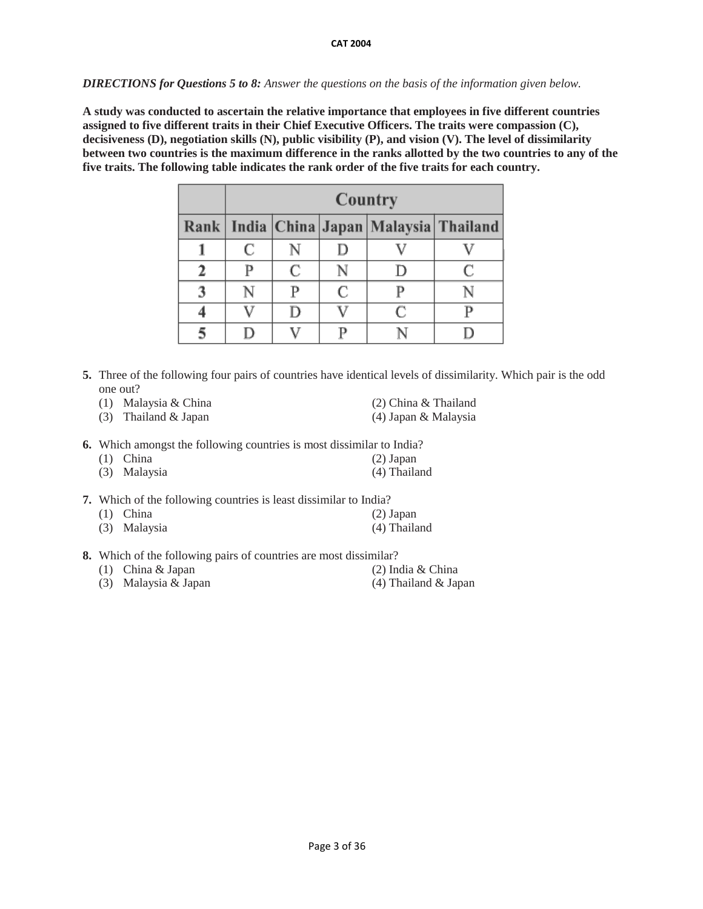*DIRECTIONS for Questions 5 to 8:* *Answer the questions on the basis of the information given below.*

**A study was conducted to ascertain the relative importance that employees in five different countries assigned to five different traits in their Chief Executive Officers. The traits were compassion (C), decisiveness (D), negotiation skills (N), public visibility (P), and vision (V). The level of dissimilarity between two countries is the maximum difference in the ranks allotted by the two countries to any of the five traits. The following table indicates the rank order of the five traits for each country.**

| | Country | | | | |
|---|---|---|---|---|---|
| **Rank** | **India** | **China** | **Japan** | **Malaysia** | **Thailand** |
| **1** | C | N | D | V | V |
| **2** | P | C | N | D | C |
| **3** | N | P | C | P | N |
| **4** | V | D | V | C | P |
| **5** | D | V | P | N | D |

**5.** Three of the following four pairs of countries have identical levels of dissimilarity. Which pair is the odd one out?

(1) Malaysia & China
(2) China & Thailand
(3) Thailand & Japan
(4) Japan & Malaysia

**6.** Which amongst the following countries is most dissimilar to India?

(1) China
(2) Japan
(3) Malaysia
(4) Thailand

**7.** Which of the following countries is least dissimilar to India?

(1) China
(2) Japan
(3) Malaysia
(4) Thailand

**8.** Which of the following pairs of countries are most dissimilar?

(1) China & Japan
(2) India & China
(3) Malaysia & Japan
(4) Thailand & Japan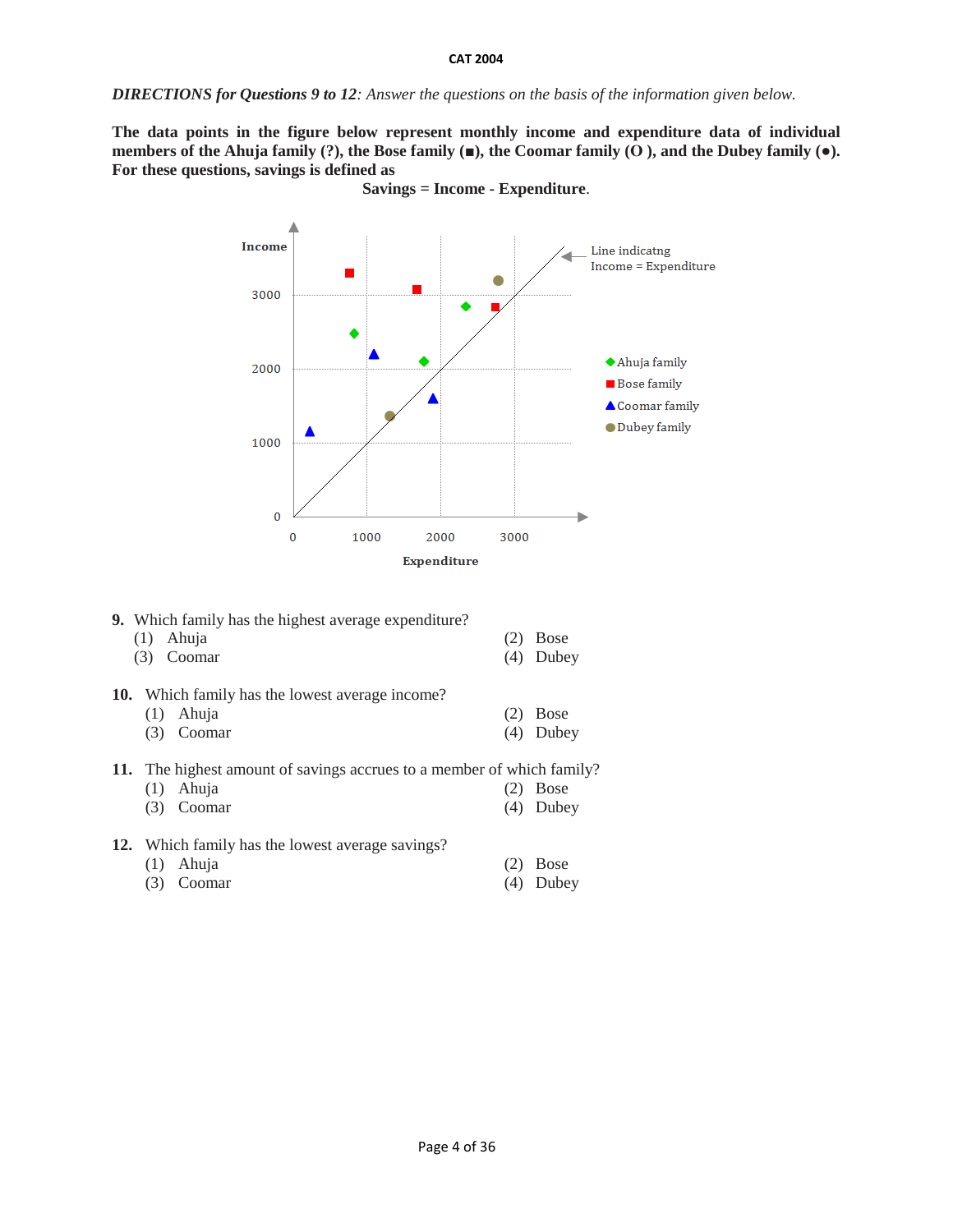*DIRECTIONS for Questions 9 to 12: Answer the questions on the basis of the information given below.*

**The data points in the figure below represent monthly income and expenditure data of individual members of the Ahuja family (?), the Bose family (■), the Coomar family (O ), and the Dubey family (●). For these questions, savings is defined as**

**Savings = Income - Expenditure.**

**9.** Which family has the highest average expenditure?

(1) Ahuja
(2) Bose
(3) Coomar
(4) Dubey

**10.** Which family has the lowest average income?

(1) Ahuja
(2) Bose
(3) Coomar
(4) Dubey

**11.** The highest amount of savings accrues to a member of which family?

(1) Ahuja
(2) Bose
(3) Coomar
(4) Dubey

**12.** Which family has the lowest average savings?

(1) Ahuja
(2) Bose
(3) Coomar
(4) Dubey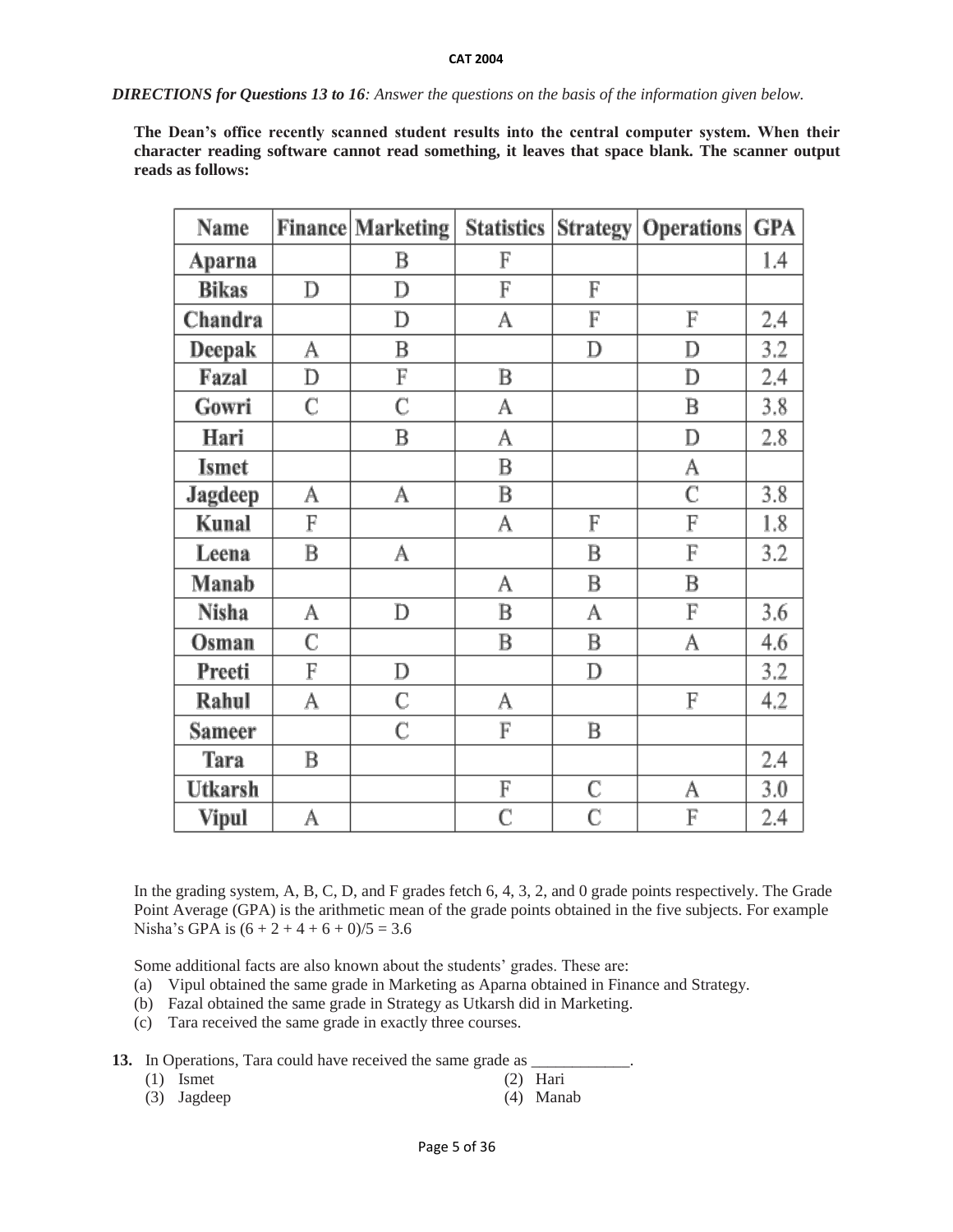*DIRECTIONS for Questions 13 to 16: Answer the questions on the basis of the information given below.*

**The Dean's office recently scanned student results into the central computer system. When their character reading software cannot read something, it leaves that space blank. The scanner output reads as follows:**

| Name | Finance | Marketing | Statistics | Strategy | Operations | GPA |
|---|---|---|---|---|---|---|
| Aparna | | B | F | | | 1.4 |
| Bikas | D | D | F | F | | |
| Chandra | | D | A | F | F | 2.4 |
| Deepak | A | B | | D | D | 3.2 |
| Fazal | D | F | B | | D | 2.4 |
| Gowri | C | C | A | | B | 3.8 |
| Hari | | B | A | | D | 2.8 |
| Ismet | | | B | | A | |
| Jagdeep | A | A | B | | C | 3.8 |
| Kunal | F | | A | F | F | 1.8 |
| Leena | B | A | | B | F | 3.2 |
| Manab | | | A | B | B | |
| Nisha | A | D | B | A | F | 3.6 |
| Osman | C | | B | B | A | 4.6 |
| Preeti | F | D | | D | | 3.2 |
| Rahul | A | C | A | | F | 4.2 |
| Sameer | | C | F | B | | |
| Tara | B | | | | | 2.4 |
| Utkarsh | | | F | C | A | 3.0 |
| Vipul | A | | C | C | F | 2.4 |

In the grading system, A, B, C, D, and F grades fetch 6, 4, 3, 2, and 0 grade points respectively. The Grade Point Average (GPA) is the arithmetic mean of the grade points obtained in the five subjects. For example Nisha's GPA is $(6 + 2 + 4 + 6 + 0)/5 = 3.6$

Some additional facts are also known about the students' grades. These are:

(a) Vipul obtained the same grade in Marketing as Aparna obtained in Finance and Strategy.

(b) Fazal obtained the same grade in Strategy as Utkarsh did in Marketing.

(c) Tara received the same grade in exactly three courses.

**13.** In Operations, Tara could have received the same grade as ____________.

(1) Ismet
(2) Hari
(3) Jagdeep
(4) Manab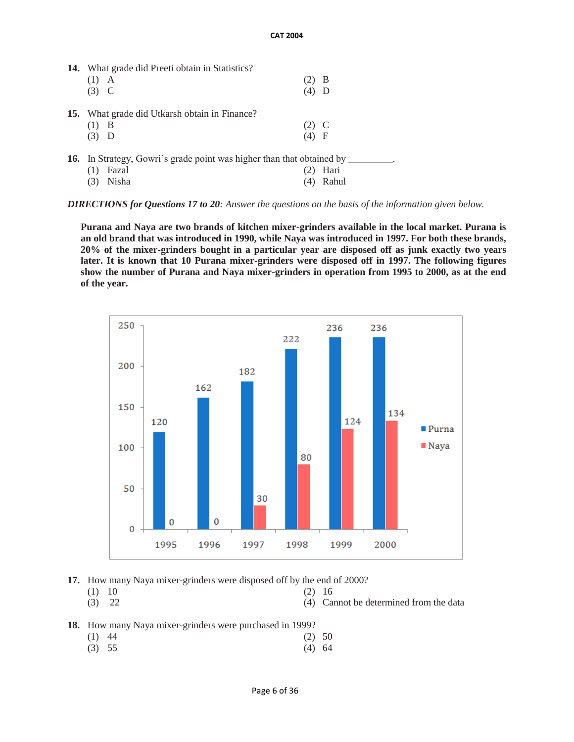14. What grade did Preeti obtain in Statistics?

(1) A
(2) B
(3) C
(4) D

15. What grade did Utkarsh obtain in Finance?

(1) B
(2) C
(3) D
(4) F

16. In Strategy, Gowri's grade point was higher than that obtained by _________.

(1) Fazal
(2) Hari
(3) Nisha
(4) Rahul

***DIRECTIONS for Questions 17 to 20****: Answer the questions on the basis of the information given below.*

**Purana and Naya are two brands of kitchen mixer-grinders available in the local market. Purana is an old brand that was introduced in 1990, while Naya was introduced in 1997. For both these brands, 20% of the mixer-grinders bought in a particular year are disposed off as junk exactly two years later. It is known that 10 Purana mixer-grinders were disposed off in 1997. The following figures show the number of Purana and Naya mixer-grinders in operation from 1995 to 2000, as at the end of the year.**

| Year | Purna | Naya |
|---|---|---|
| 1995 | 120 | 0 |
| 1996 | 162 | 0 |
| 1997 | 182 | 30 |
| 1998 | 222 | 80 |
| 1999 | 236 | 124 |
| 2000 | 236 | 134 |

17. How many Naya mixer-grinders were disposed off by the end of 2000?

(1) 10
(2) 16
(3) 22
(4) Cannot be determined from the data

18. How many Naya mixer-grinders were purchased in 1999?

(1) 44
(2) 50
(3) 55
(4) 64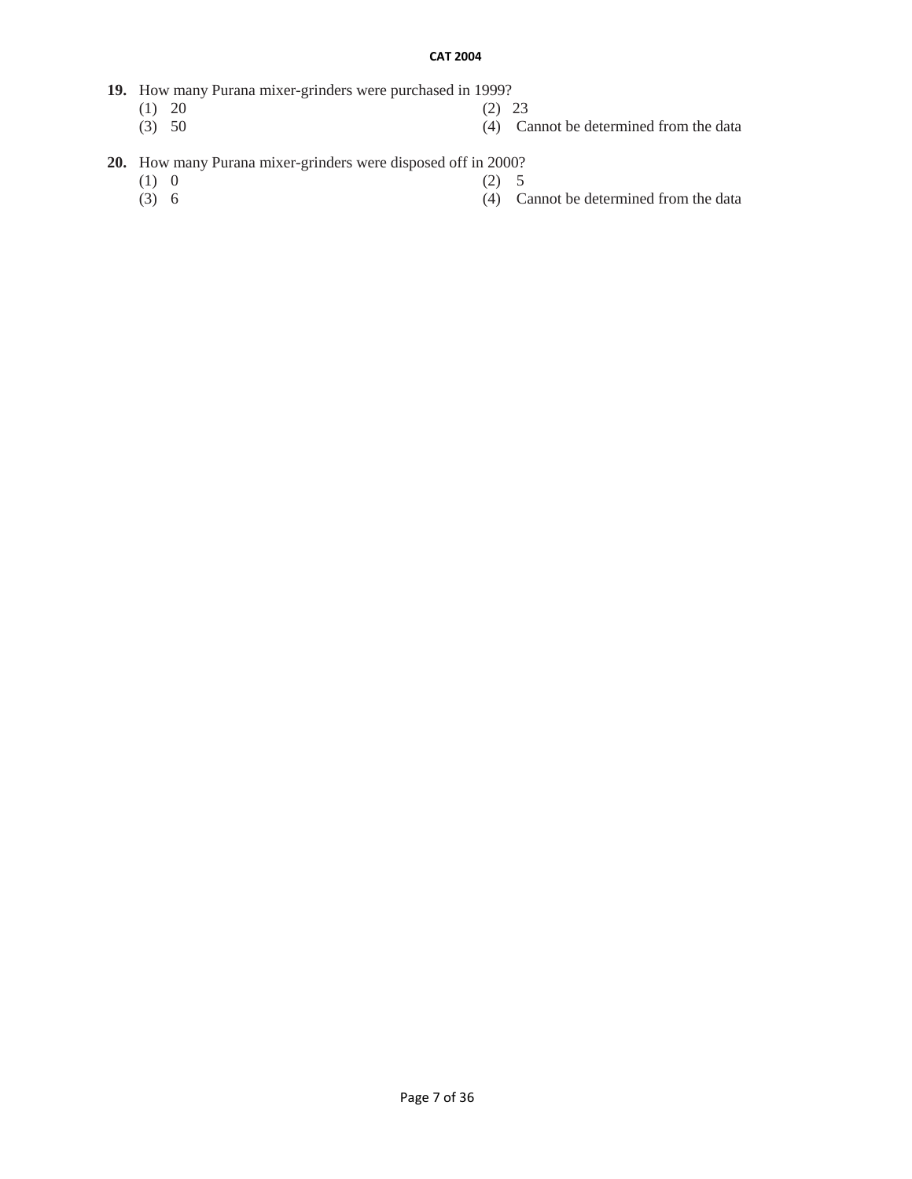**19.** How many Purana mixer-grinders were purchased in 1999?

(1) 20
(2) 23
(3) 50
(4) Cannot be determined from the data

**20.** How many Purana mixer-grinders were disposed off in 2000?

(1) 0
(2) 5
(3) 6
(4) Cannot be determined from the data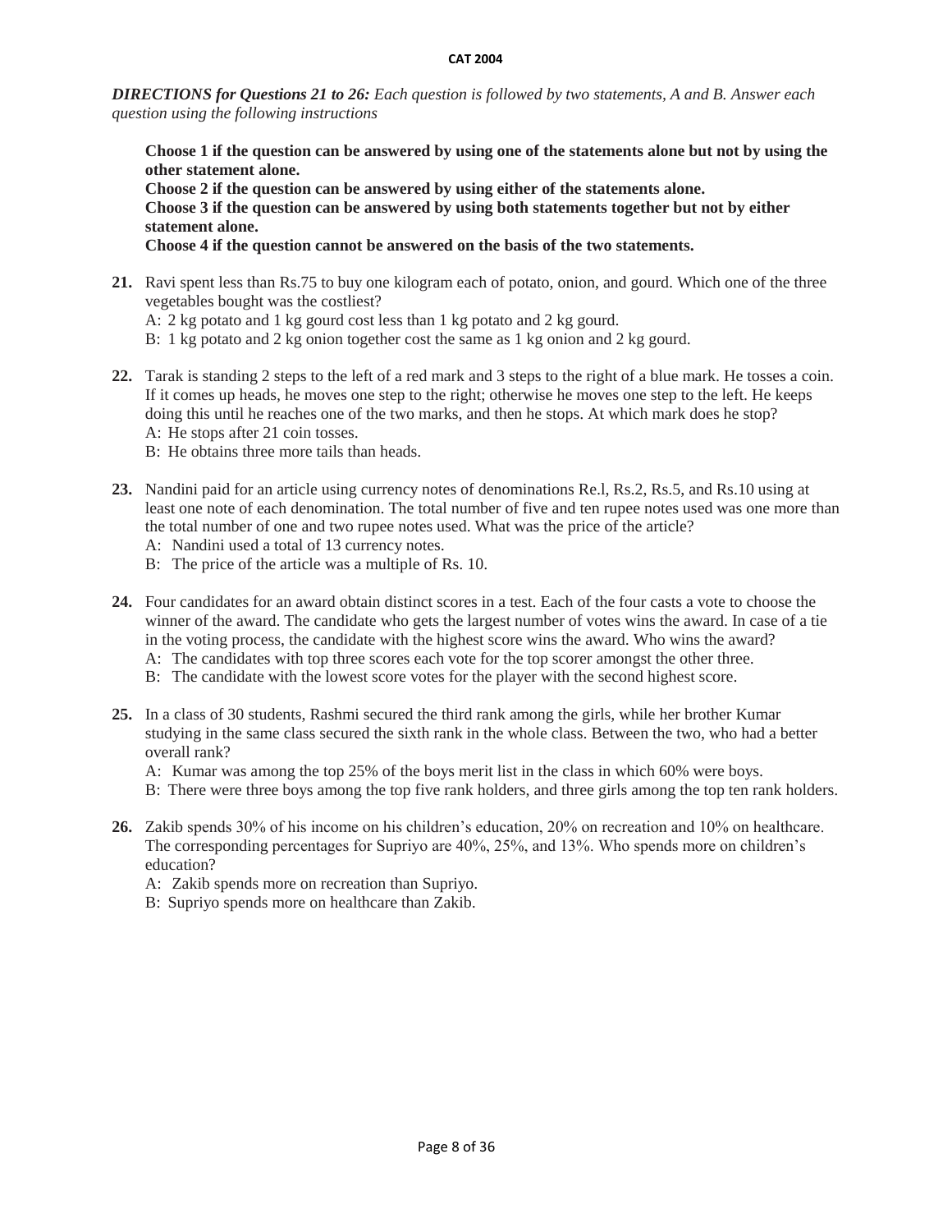***DIRECTIONS for Questions 21 to 26:*** *Each question is followed by two statements, A and B. Answer each question using the following instructions*

**Choose 1 if the question can be answered by using one of the statements alone but not by using the other statement alone.**
**Choose 2 if the question can be answered by using either of the statements alone.**
**Choose 3 if the question can be answered by using both statements together but not by either statement alone.**
**Choose 4 if the question cannot be answered on the basis of the two statements.**

**21.** Ravi spent less than Rs.75 to buy one kilogram each of potato, onion, and gourd. Which one of the three vegetables bought was the costliest?
A: 2 kg potato and 1 kg gourd cost less than 1 kg potato and 2 kg gourd.
B: 1 kg potato and 2 kg onion together cost the same as 1 kg onion and 2 kg gourd.

**22.** Tarak is standing 2 steps to the left of a red mark and 3 steps to the right of a blue mark. He tosses a coin. If it comes up heads, he moves one step to the right; otherwise he moves one step to the left. He keeps doing this until he reaches one of the two marks, and then he stops. At which mark does he stop?
A: He stops after 21 coin tosses.
B: He obtains three more tails than heads.

**23.** Nandini paid for an article using currency notes of denominations Re.l, Rs.2, Rs.5, and Rs.10 using at least one note of each denomination. The total number of five and ten rupee notes used was one more than the total number of one and two rupee notes used. What was the price of the article?
A: Nandini used a total of 13 currency notes.
B: The price of the article was a multiple of Rs. 10.

**24.** Four candidates for an award obtain distinct scores in a test. Each of the four casts a vote to choose the winner of the award. The candidate who gets the largest number of votes wins the award. In case of a tie in the voting process, the candidate with the highest score wins the award. Who wins the award?
A: The candidates with top three scores each vote for the top scorer amongst the other three.
B: The candidate with the lowest score votes for the player with the second highest score.

**25.** In a class of 30 students, Rashmi secured the third rank among the girls, while her brother Kumar studying in the same class secured the sixth rank in the whole class. Between the two, who had a better overall rank?
A: Kumar was among the top 25% of the boys merit list in the class in which 60% were boys.
B: There were three boys among the top five rank holders, and three girls among the top ten rank holders.

**26.** Zakib spends 30% of his income on his children's education, 20% on recreation and 10% on healthcare. The corresponding percentages for Supriyo are 40%, 25%, and 13%. Who spends more on children's education?
A: Zakib spends more on recreation than Supriyo.
B: Supriyo spends more on healthcare than Zakib.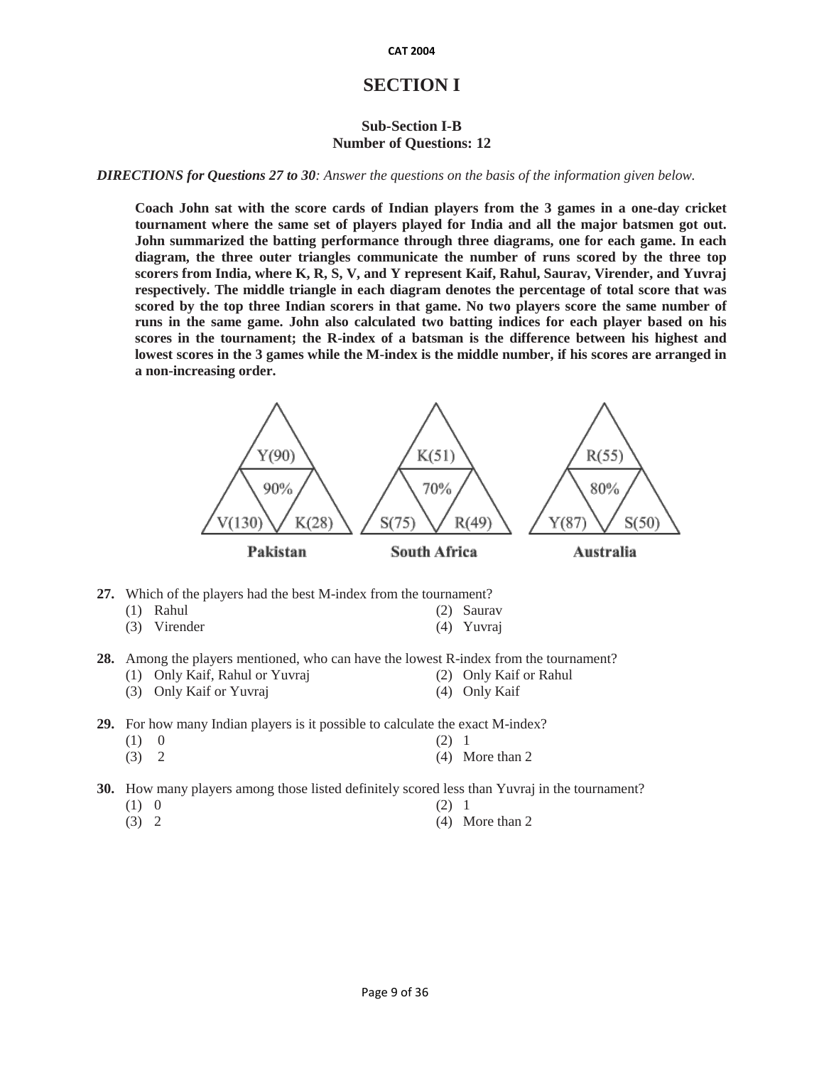# SECTION I

### Sub-Section I-B
### Number of Questions: 12

***DIRECTIONS for Questions 27 to 30**: Answer the questions on the basis of the information given below.*

**Coach John sat with the score cards of Indian players from the 3 games in a one-day cricket tournament where the same set of players played for India and all the major batsmen got out. John summarized the batting performance through three diagrams, one for each game. In each diagram, the three outer triangles communicate the number of runs scored by the three top scorers from India, where K, R, S, V, and Y represent Kaif, Rahul, Saurav, Virender, and Yuvraj respectively. The middle triangle in each diagram denotes the percentage of total score that was scored by the top three Indian scorers in that game. No two players score the same number of runs in the same game. John also calculated two batting indices for each player based on his scores in the tournament; the R-index of a batsman is the difference between his highest and lowest scores in the 3 games while the M-index is the middle number, if his scores are arranged in a non-increasing order.**

| Game | Top | Bottom left | Bottom right | Middle |
|---|---|---|---|---|
| Pakistan | Y(90) | V(130) | K(28) | 90% |
| South Africa | K(51) | S(75) | R(49) | 70% |
| Australia | R(55) | Y(87) | S(50) | 80% |

**27.** Which of the players had the best M-index from the tournament?

(1) Rahul (2) Saurav
(3) Virender (4) Yuvraj

**28.** Among the players mentioned, who can have the lowest R-index from the tournament?

(1) Only Kaif, Rahul or Yuvraj (2) Only Kaif or Rahul
(3) Only Kaif or Yuvraj (4) Only Kaif

**29.** For how many Indian players is it possible to calculate the exact M-index?

(1) 0 (2) 1
(3) 2 (4) More than 2

**30.** How many players among those listed definitely scored less than Yuvraj in the tournament?

(1) 0 (2) 1
(3) 2 (4) More than 2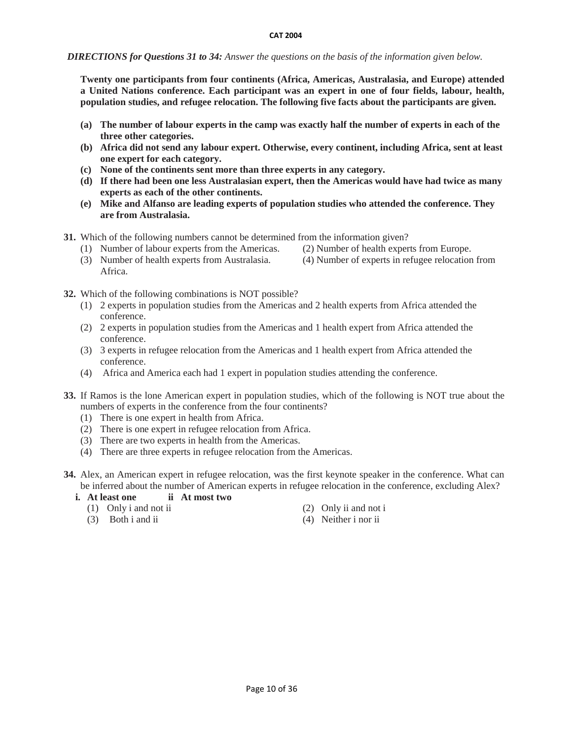***DIRECTIONS for Questions 31 to 34:*** *Answer the questions on the basis of the information given below.*

**Twenty one participants from four continents (Africa, Americas, Australasia, and Europe) attended a United Nations conference. Each participant was an expert in one of four fields, labour, health, population studies, and refugee relocation. The following five facts about the participants are given.**

- **(a)** **The number of labour experts in the camp was exactly half the number of experts in each of the three other categories.**
- **(b)** **Africa did not send any labour expert. Otherwise, every continent, including Africa, sent at least one expert for each category.**
- **(c)** **None of the continents sent more than three experts in any category.**
- **(d)** **If there had been one less Australasian expert, then the Americas would have had twice as many experts as each of the other continents.**
- **(e)** **Mike and Alfanso are leading experts of population studies who attended the conference. They are from Australasia.**

**31.** Which of the following numbers cannot be determined from the information given?

(1) Number of labour experts from the Americas.
(2) Number of health experts from Europe.
(3) Number of health experts from Australasia.
(4) Number of experts in refugee relocation from Africa.

**32.** Which of the following combinations is NOT possible?

(1) 2 experts in population studies from the Americas and 2 health experts from Africa attended the conference.
(2) 2 experts in population studies from the Americas and 1 health expert from Africa attended the conference.
(3) 3 experts in refugee relocation from the Americas and 1 health expert from Africa attended the conference.
(4) Africa and America each had 1 expert in population studies attending the conference.

**33.** If Ramos is the lone American expert in population studies, which of the following is NOT true about the numbers of experts in the conference from the four continents?

(1) There is one expert in health from Africa.
(2) There is one expert in refugee relocation from Africa.
(3) There are two experts in health from the Americas.
(4) There are three experts in refugee relocation from the Americas.

**34.** Alex, an American expert in refugee relocation, was the first keynote speaker in the conference. What can be inferred about the number of American experts in refugee relocation in the conference, excluding Alex?

**i. At least one** **ii At most two**

(1) Only i and not ii
(2) Only ii and not i
(3) Both i and ii
(4) Neither i nor ii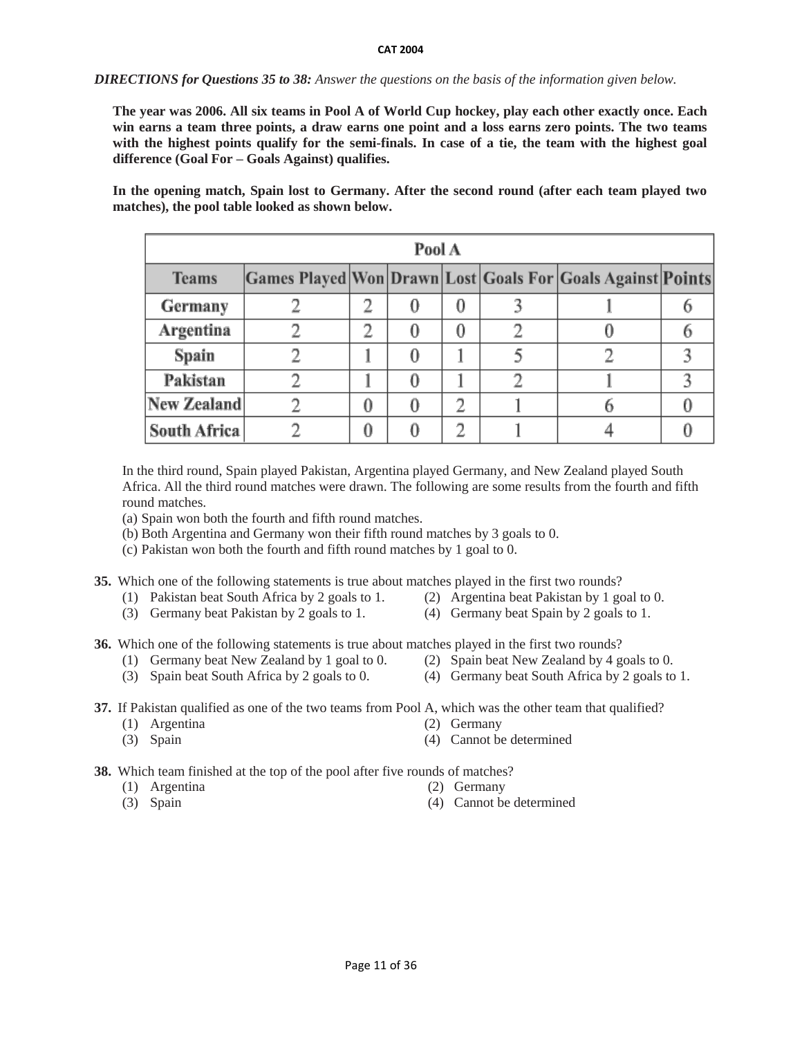*DIRECTIONS for Questions 35 to 38: Answer the questions on the basis of the information given below.*

**The year was 2006. All six teams in Pool A of World Cup hockey, play each other exactly once. Each win earns a team three points, a draw earns one point and a loss earns zero points. The two teams with the highest points qualify for the semi-finals. In case of a tie, the team with the highest goal difference (Goal For – Goals Against) qualifies.**

**In the opening match, Spain lost to Germany. After the second round (after each team played two matches), the pool table looked as shown below.**

| Pool A | | | | | | | |
|---|---|---|---|---|---|---|---|
| **Teams** | **Games Played** | **Won** | **Drawn** | **Lost** | **Goals For** | **Goals Against** | **Points** |
| **Germany** | 2 | 2 | 0 | 0 | 3 | 1 | 6 |
| **Argentina** | 2 | 2 | 0 | 0 | 2 | 0 | 6 |
| **Spain** | 2 | 1 | 0 | 1 | 5 | 2 | 3 |
| **Pakistan** | 2 | 1 | 0 | 1 | 2 | 1 | 3 |
| **New Zealand** | 2 | 0 | 0 | 2 | 1 | 6 | 0 |
| **South Africa** | 2 | 0 | 0 | 2 | 1 | 4 | 0 |

In the third round, Spain played Pakistan, Argentina played Germany, and New Zealand played South Africa. All the third round matches were drawn. The following are some results from the fourth and fifth round matches.

(a) Spain won both the fourth and fifth round matches.
(b) Both Argentina and Germany won their fifth round matches by 3 goals to 0.
(c) Pakistan won both the fourth and fifth round matches by 1 goal to 0.

**35.** Which one of the following statements is true about matches played in the first two rounds?

(1) Pakistan beat South Africa by 2 goals to 1.
(2) Argentina beat Pakistan by 1 goal to 0.
(3) Germany beat Pakistan by 2 goals to 1.
(4) Germany beat Spain by 2 goals to 1.

**36.** Which one of the following statements is true about matches played in the first two rounds?

(1) Germany beat New Zealand by 1 goal to 0.
(2) Spain beat New Zealand by 4 goals to 0.
(3) Spain beat South Africa by 2 goals to 0.
(4) Germany beat South Africa by 2 goals to 1.

**37.** If Pakistan qualified as one of the two teams from Pool A, which was the other team that qualified?

(1) Argentina
(2) Germany
(3) Spain
(4) Cannot be determined

**38.** Which team finished at the top of the pool after five rounds of matches?

(1) Argentina
(2) Germany
(3) Spain
(4) Cannot be determined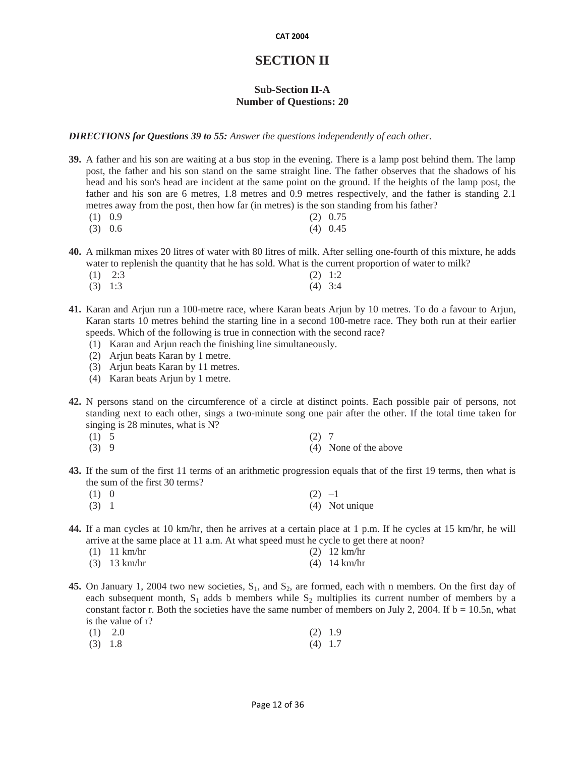# SECTION II

### Sub-Section II-A
### Number of Questions: 20

***DIRECTIONS for Questions 39 to 55:** Answer the questions independently of each other.*

**39.** A father and his son are waiting at a bus stop in the evening. There is a lamp post behind them. The lamp post, the father and his son stand on the same straight line. The father observes that the shadows of his head and his son's head are incident at the same point on the ground. If the heights of the lamp post, the father and his son are 6 metres, 1.8 metres and 0.9 metres respectively, and the father is standing 2.1 metres away from the post, then how far (in metres) is the son standing from his father?

(1) 0.9
(2) 0.75
(3) 0.6
(4) 0.45

**40.** A milkman mixes 20 litres of water with 80 litres of milk. After selling one-fourth of this mixture, he adds water to replenish the quantity that he has sold. What is the current proportion of water to milk?

(1) 2:3
(2) 1:2
(3) 1:3
(4) 3:4

**41.** Karan and Arjun run a 100-metre race, where Karan beats Arjun by 10 metres. To do a favour to Arjun, Karan starts 10 metres behind the starting line in a second 100-metre race. They both run at their earlier speeds. Which of the following is true in connection with the second race?

(1) Karan and Arjun reach the finishing line simultaneously.
(2) Arjun beats Karan by 1 metre.
(3) Arjun beats Karan by 11 metres.
(4) Karan beats Arjun by 1 metre.

**42.** N persons stand on the circumference of a circle at distinct points. Each possible pair of persons, not standing next to each other, sings a two-minute song one pair after the other. If the total time taken for singing is 28 minutes, what is N?

(1) 5
(2) 7
(3) 9
(4) None of the above

**43.** If the sum of the first 11 terms of an arithmetic progression equals that of the first 19 terms, then what is the sum of the first 30 terms?

(1) 0
(2) –1
(3) 1
(4) Not unique

**44.** If a man cycles at 10 km/hr, then he arrives at a certain place at 1 p.m. If he cycles at 15 km/hr, he will arrive at the same place at 11 a.m. At what speed must he cycle to get there at noon?

(1) 11 km/hr
(2) 12 km/hr
(3) 13 km/hr
(4) 14 km/hr

**45.** On January 1, 2004 two new societies, $S_1$, and $S_2$, are formed, each with n members. On the first day of each subsequent month, $S_1$ adds b members while $S_2$ multiplies its current number of members by a constant factor r. Both the societies have the same number of members on July 2, 2004. If b = 10.5n, what is the value of r?

(1) 2.0
(2) 1.9
(3) 1.8
(4) 1.7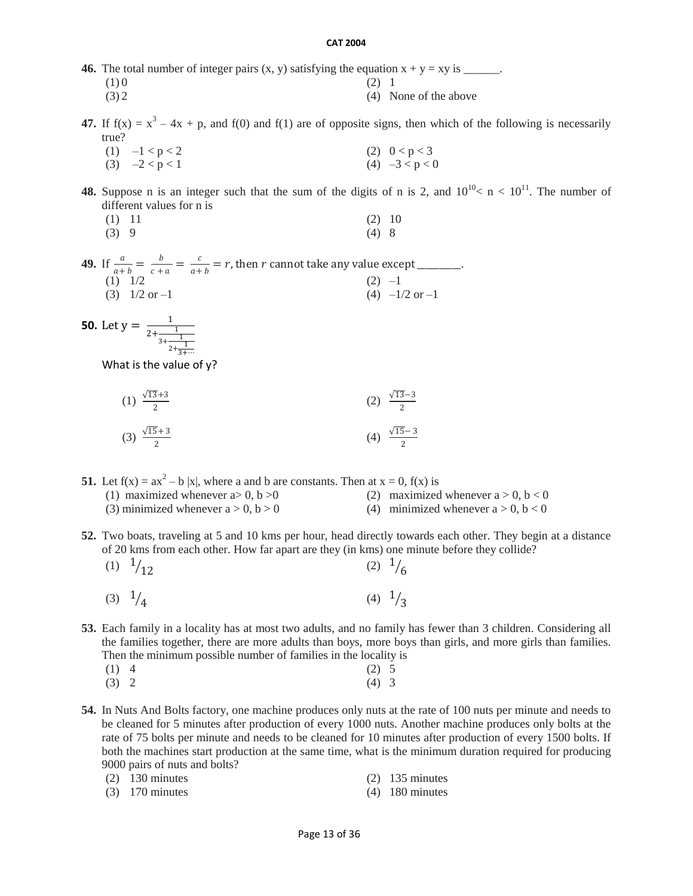**46.** The total number of integer pairs (x, y) satisfying the equation $x + y = xy$ is ______.

(1) 0
(2) 1
(3) 2
(4) None of the above

**47.** If $f(x) = x^3 - 4x + p$, and f(0) and f(1) are of opposite signs, then which of the following is necessarily true?

(1) $-1 < p < 2$
(2) $0 < p < 3$
(3) $-2 < p < 1$
(4) $-3 < p < 0$

**48.** Suppose n is an integer such that the sum of the digits of n is 2, and $10^{10} < n < 10^{11}$. The number of different values for n is

(1) 11
(2) 10
(3) 9
(4) 8

**49.** If $\frac{a}{a+b} = \frac{b}{c+a} = \frac{c}{a+b} = r$, then $r$ cannot take any value except _______.

(1) 1/2
(2) –1
(3) 1/2 or –1
(4) –1/2 or –1

**50.** Let $y = \cfrac{1}{2+\cfrac{1}{3+\cfrac{1}{2+\cfrac{1}{3+\cdots}}}}$

What is the value of y?

(1) $\frac{\sqrt{13}+3}{2}$
(2) $\frac{\sqrt{13}-3}{2}$
(3) $\frac{\sqrt{15}+3}{2}$
(4) $\frac{\sqrt{15}-3}{2}$

**51.** Let $f(x) = ax^2 - b|x|$, where a and b are constants. Then at x = 0, f(x) is

(1) maximized whenever $a > 0, b > 0$
(2) maximized whenever $a > 0, b < 0$
(3) minimized whenever $a > 0, b > 0$
(4) minimized whenever $a > 0, b < 0$

**52.** Two boats, traveling at 5 and 10 kms per hour, head directly towards each other. They begin at a distance of 20 kms from each other. How far apart are they (in kms) one minute before they collide?

(1) $1/12$
(2) $1/6$
(3) $1/4$
(4) $1/3$

**53.** Each family in a locality has at most two adults, and no family has fewer than 3 children. Considering all the families together, there are more adults than boys, more boys than girls, and more girls than families. Then the minimum possible number of families in the locality is

(1) 4
(2) 5
(3) 2
(4) 3

**54.** In Nuts And Bolts factory, one machine produces only nuts at the rate of 100 nuts per minute and needs to be cleaned for 5 minutes after production of every 1000 nuts. Another machine produces only bolts at the rate of 75 bolts per minute and needs to be cleaned for 10 minutes after production of every 1500 bolts. If both the machines start production at the same time, what is the minimum duration required for producing 9000 pairs of nuts and bolts?

(2) 130 minutes
(2) 135 minutes
(3) 170 minutes
(4) 180 minutes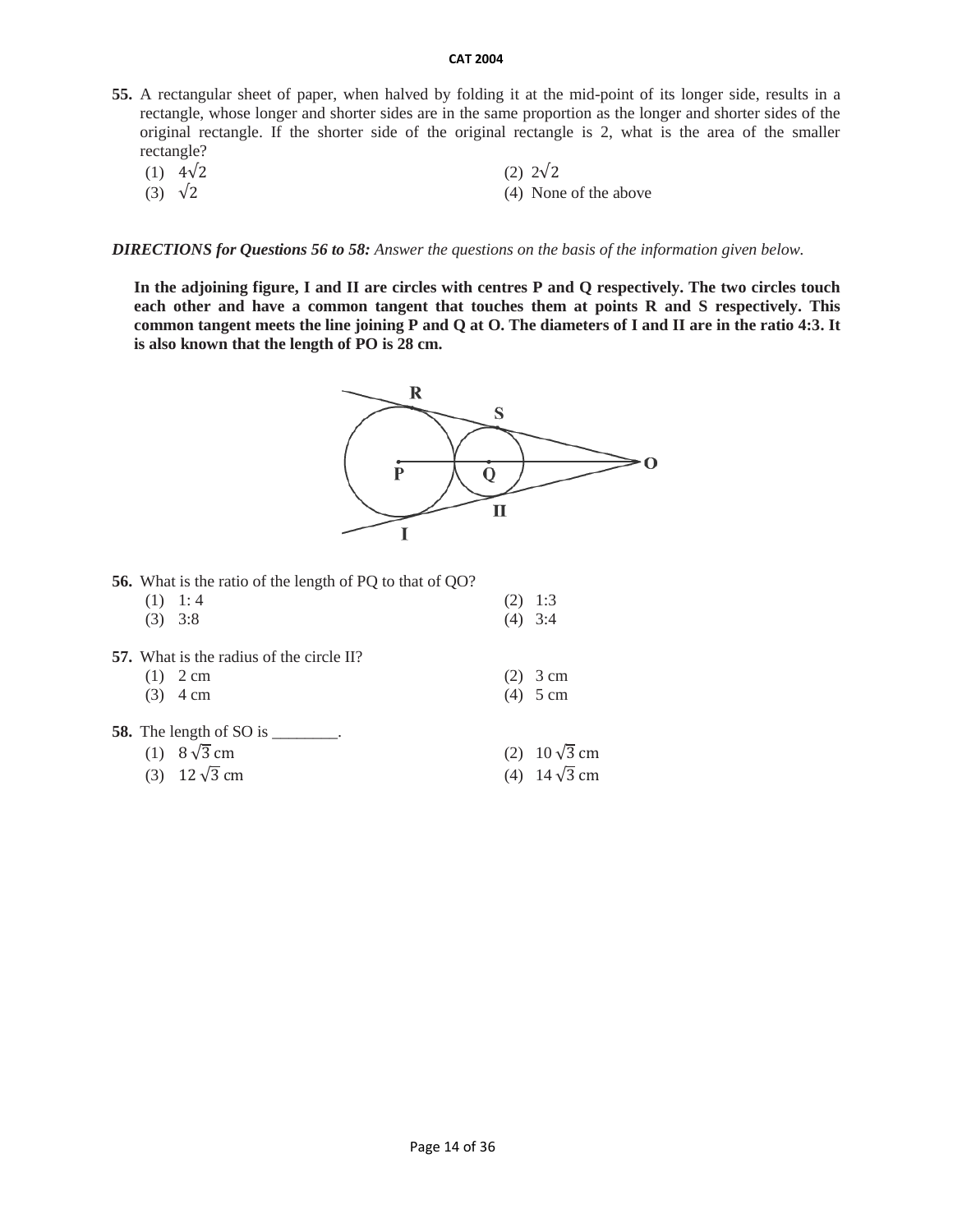**55.** A rectangular sheet of paper, when halved by folding it at the mid-point of its longer side, results in a rectangle, whose longer and shorter sides are in the same proportion as the longer and shorter sides of the original rectangle. If the shorter side of the original rectangle is 2, what is the area of the smaller rectangle?

(1) $4\sqrt{2}$
(2) $2\sqrt{2}$
(3) $\sqrt{2}$
(4) None of the above

***DIRECTIONS for Questions 56 to 58:*** *Answer the questions on the basis of the information given below.*

**In the adjoining figure, I and II are circles with centres P and Q respectively. The two circles touch each other and have a common tangent that touches them at points R and S respectively. This common tangent meets the line joining P and Q at O. The diameters of I and II are in the ratio 4:3. It is also known that the length of PO is 28 cm.**

**56.** What is the ratio of the length of PQ to that of QO?

(1) 1: 4
(2) 1:3
(3) 3:8
(4) 3:4

**57.** What is the radius of the circle II?

(1) 2 cm
(2) 3 cm
(3) 4 cm
(4) 5 cm

**58.** The length of SO is ________.

(1) $8\sqrt{3}$ cm
(2) $10\sqrt{3}$ cm
(3) $12\sqrt{3}$ cm
(4) $14\sqrt{3}$ cm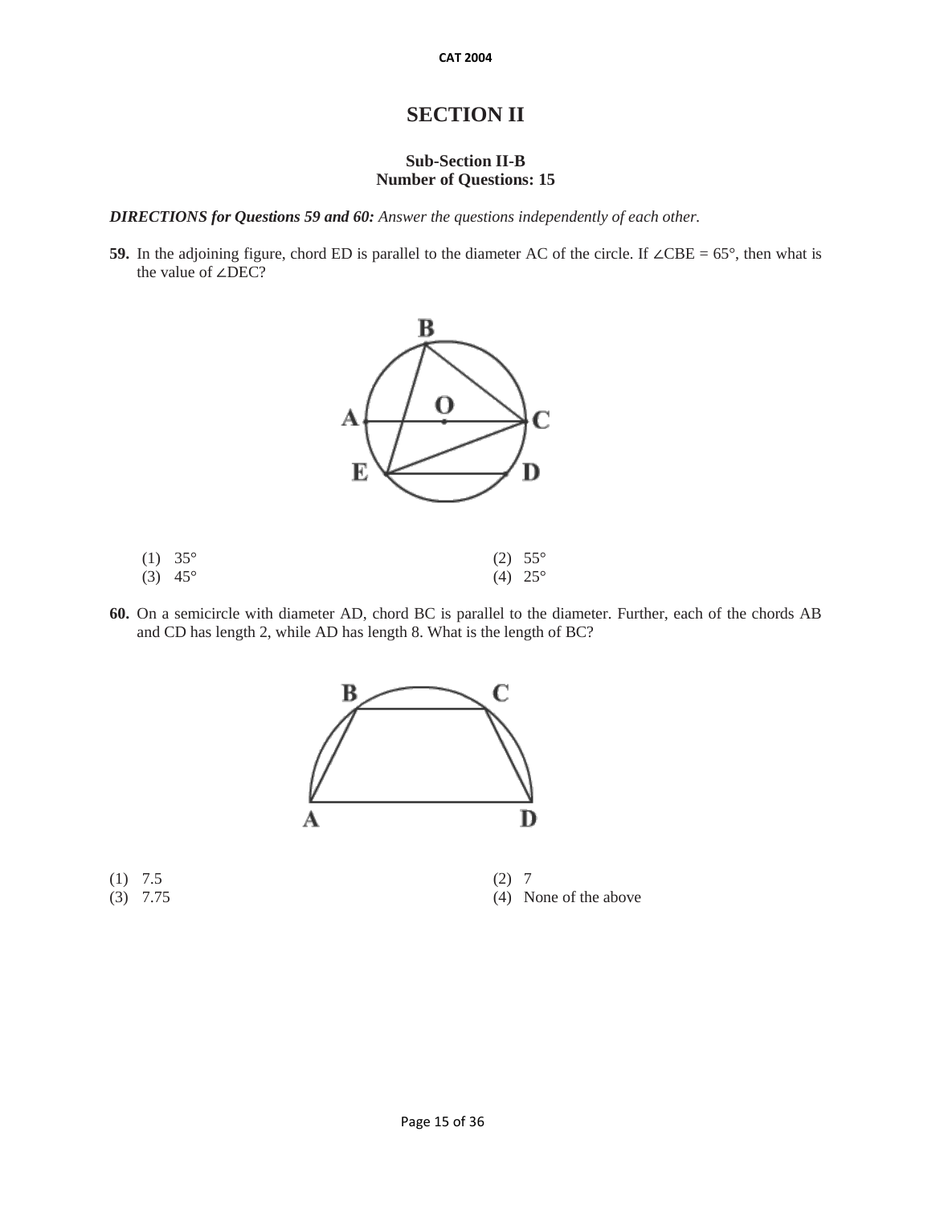# SECTION II

### Sub-Section II-B
### Number of Questions: 15

***DIRECTIONS for Questions 59 and 60:*** *Answer the questions independently of each other.*

**59.** In the adjoining figure, chord ED is parallel to the diameter AC of the circle. If ∠CBE = 65°, then what is the value of ∠DEC?

(1) 35°
(2) 55°
(3) 45°
(4) 25°

**60.** On a semicircle with diameter AD, chord BC is parallel to the diameter. Further, each of the chords AB and CD has length 2, while AD has length 8. What is the length of BC?

(1) 7.5
(2) 7
(3) 7.75
(4) None of the above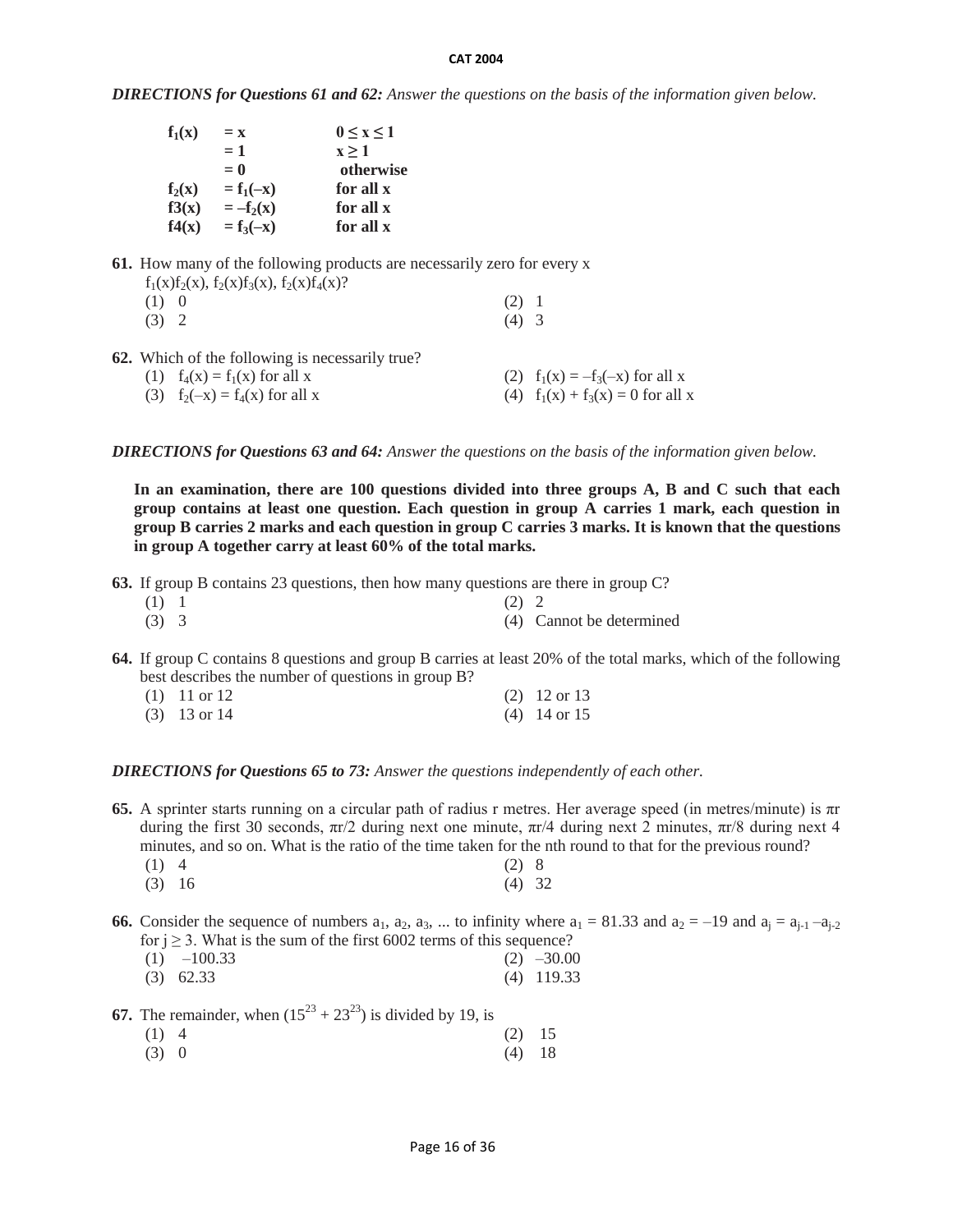*DIRECTIONS for Questions 61 and 62: Answer the questions on the basis of the information given below.*

| | | |
|---|---|---|
| $f_1(x)$ | $= x$ | $0 \le x \le 1$ |
| | $= 1$ | $x \ge 1$ |
| | $= 0$ | otherwise |
| $f_2(x)$ | $= f_1(-x)$ | for all x |
| $f3(x)$ | $= -f_2(x)$ | for all x |
| $f4(x)$ | $= f_3(-x)$ | for all x |

**61.** How many of the following products are necessarily zero for every x
$f_1(x)f_2(x)$, $f_2(x)f_3(x)$, $f_2(x)f_4(x)$?

(1) 0
(2) 1
(3) 2
(4) 3

**62.** Which of the following is necessarily true?

(1) $f_4(x) = f_1(x)$ for all x
(2) $f_1(x) = -f_3(-x)$ for all x
(3) $f_2(-x) = f_4(x)$ for all x
(4) $f_1(x) + f_3(x) = 0$ for all x

*DIRECTIONS for Questions 63 and 64: Answer the questions on the basis of the information given below.*

**In an examination, there are 100 questions divided into three groups A, B and C such that each group contains at least one question. Each question in group A carries 1 mark, each question in group B carries 2 marks and each question in group C carries 3 marks. It is known that the questions in group A together carry at least 60% of the total marks.**

**63.** If group B contains 23 questions, then how many questions are there in group C?

(1) 1
(2) 2
(3) 3
(4) Cannot be determined

**64.** If group C contains 8 questions and group B carries at least 20% of the total marks, which of the following best describes the number of questions in group B?

(1) 11 or 12
(2) 12 or 13
(3) 13 or 14
(4) 14 or 15

*DIRECTIONS for Questions 65 to 73: Answer the questions independently of each other.*

**65.** A sprinter starts running on a circular path of radius r metres. Her average speed (in metres/minute) is $\pi r$ during the first 30 seconds, $\pi r/2$ during next one minute, $\pi r/4$ during next 2 minutes, $\pi r/8$ during next 4 minutes, and so on. What is the ratio of the time taken for the nth round to that for the previous round?

(1) 4
(2) 8
(3) 16
(4) 32

**66.** Consider the sequence of numbers $a_1, a_2, a_3, ...$ to infinity where $a_1 = 81.33$ and $a_2 = -19$ and $a_j = a_{j-1} - a_{j-2}$ for $j \ge 3$. What is the sum of the first 6002 terms of this sequence?

(1) –100.33
(2) –30.00
(3) 62.33
(4) 119.33

**67.** The remainder, when $(15^{23} + 23^{23})$ is divided by 19, is

(1) 4
(2) 15
(3) 0
(4) 18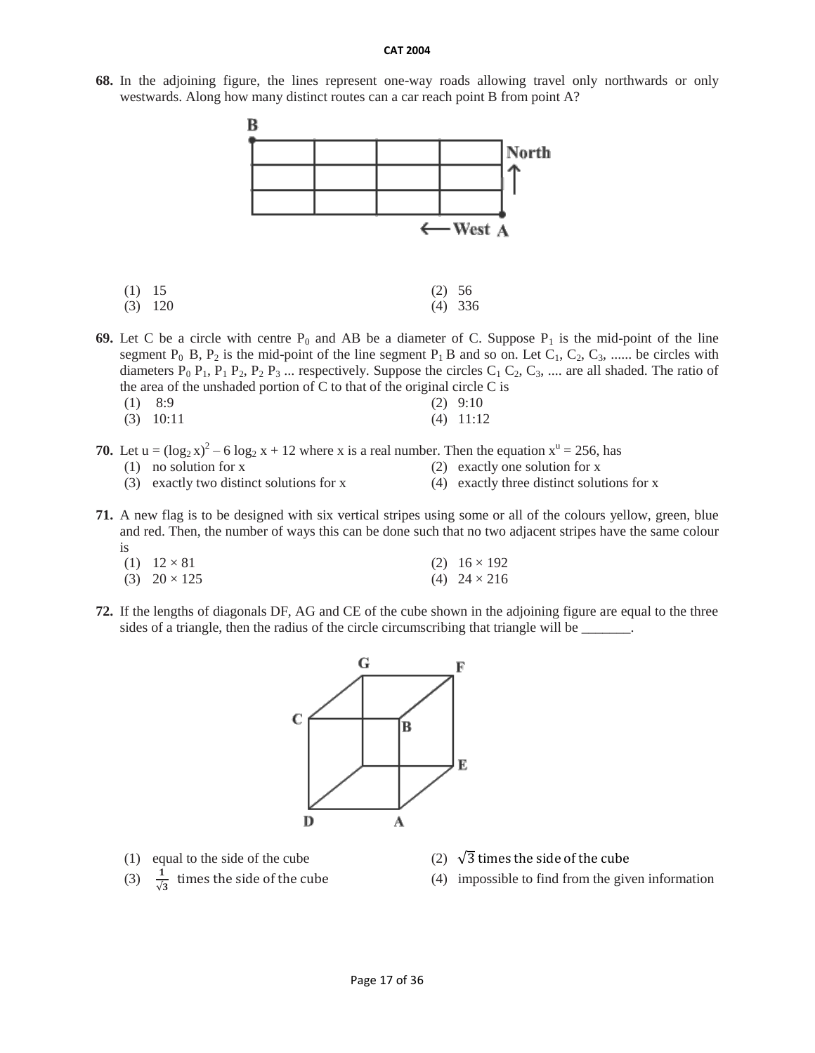**68.** In the adjoining figure, the lines represent one-way roads allowing travel only northwards or only westwards. Along how many distinct routes can a car reach point B from point A?

(1) 15
(2) 56
(3) 120
(4) 336

**69.** Let C be a circle with centre $P_0$ and AB be a diameter of C. Suppose $P_1$ is the mid-point of the line segment $P_0$ B, $P_2$ is the mid-point of the line segment $P_1$ B and so on. Let $C_1$, $C_2$, $C_3$, ...... be circles with diameters $P_0 P_1$, $P_1 P_2$, $P_2 P_3$ ... respectively. Suppose the circles $C_1$ $C_2$, $C_3$, .... are all shaded. The ratio of the area of the unshaded portion of C to that of the original circle C is

(1) 8:9
(2) 9:10
(3) 10:11
(4) 11:12

**70.** Let $u = (\log_2 x)^2 - 6 \log_2 x + 12$ where x is a real number. Then the equation $x^u = 256$, has

(1) no solution for x
(2) exactly one solution for x
(3) exactly two distinct solutions for x
(4) exactly three distinct solutions for x

**71.** A new flag is to be designed with six vertical stripes using some or all of the colours yellow, green, blue and red. Then, the number of ways this can be done such that no two adjacent stripes have the same colour is

(1) $12 \times 81$
(2) $16 \times 192$
(3) $20 \times 125$
(4) $24 \times 216$

**72.** If the lengths of diagonals DF, AG and CE of the cube shown in the adjoining figure are equal to the three sides of a triangle, then the radius of the circle circumscribing that triangle will be _______.

(1) equal to the side of the cube
(2) $\sqrt{3}$ times the side of the cube
(3) $\frac{1}{\sqrt{3}}$ times the side of the cube
(4) impossible to find from the given information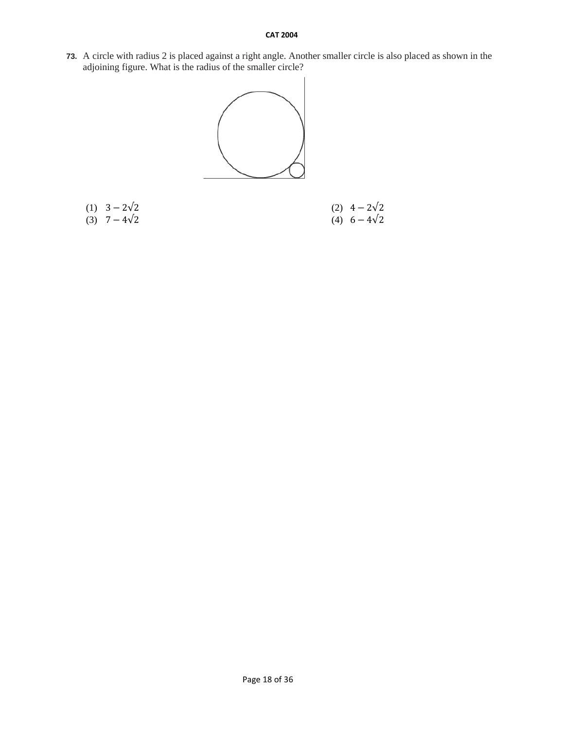**73.** A circle with radius 2 is placed against a right angle. Another smaller circle is also placed as shown in the adjoining figure. What is the radius of the smaller circle?

(1) $3 - 2\sqrt{2}$

(2) $4 - 2\sqrt{2}$

(3) $7 - 4\sqrt{2}$

(4) $6 - 4\sqrt{2}$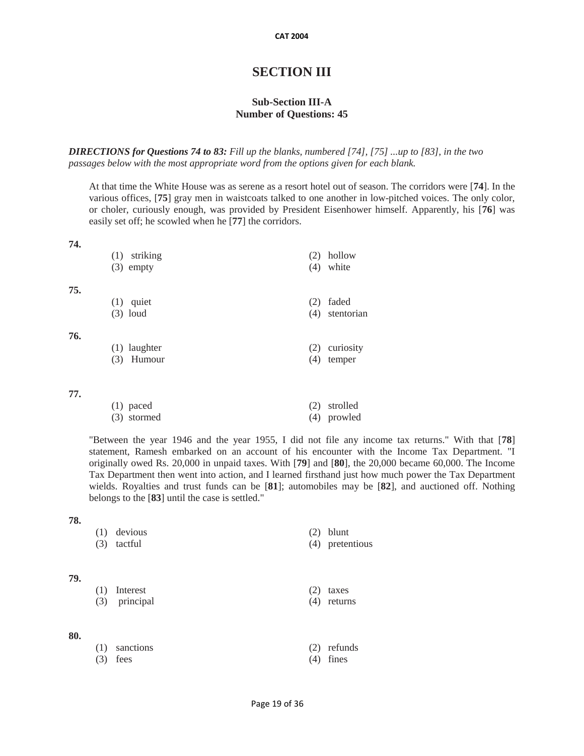# SECTION III

### Sub-Section III-A
### Number of Questions: 45

***DIRECTIONS for Questions 74 to 83:*** *Fill up the blanks, numbered [74], [75] ...up to [83], in the two passages below with the most appropriate word from the options given for each blank.*

At that time the White House was as serene as a resort hotel out of season. The corridors were [**74**]. In the various offices, [**75**] gray men in waistcoats talked to one another in low-pitched voices. The only color, or choler, curiously enough, was provided by President Eisenhower himself. Apparently, his [**76**] was easily set off; he scowled when he [**77**] the corridors.

**74.**

(1) striking
(2) hollow
(3) empty
(4) white

**75.**

(1) quiet
(2) faded
(3) loud
(4) stentorian

**76.**

(1) laughter
(2) curiosity
(3) Humour
(4) temper

**77.**

(1) paced
(2) strolled
(3) stormed
(4) prowled

"Between the year 1946 and the year 1955, I did not file any income tax returns." With that [**78**] statement, Ramesh embarked on an account of his encounter with the Income Tax Department. "I originally owed Rs. 20,000 in unpaid taxes. With [**79**] and [**80**], the 20,000 became 60,000. The Income Tax Department then went into action, and I learned firsthand just how much power the Tax Department wields. Royalties and trust funds can be [**81**]; automobiles may be [**82**], and auctioned off. Nothing belongs to the [**83**] until the case is settled."

**78.**

(1) devious
(2) blunt
(3) tactful
(4) pretentious

**79.**

(1) Interest
(2) taxes
(3) principal
(4) returns

**80.**

(1) sanctions
(2) refunds
(3) fees
(4) fines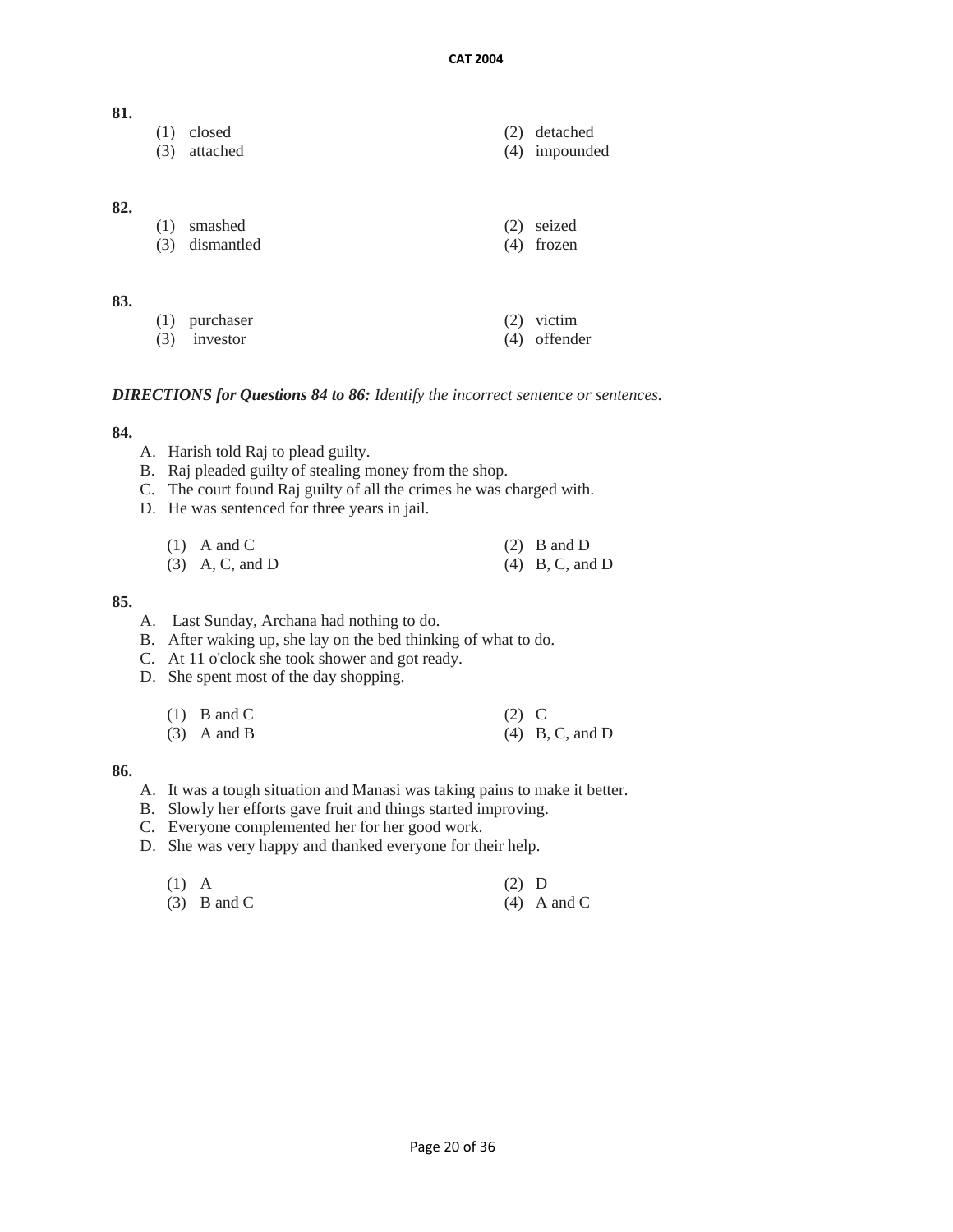**81.**

(1) closed
(2) detached
(3) attached
(4) impounded

**82.**

(1) smashed
(2) seized
(3) dismantled
(4) frozen

**83.**

(1) purchaser
(2) victim
(3) investor
(4) offender

***DIRECTIONS for Questions 84 to 86:*** *Identify the incorrect sentence or sentences.*

**84.**

A. Harish told Raj to plead guilty.
B. Raj pleaded guilty of stealing money from the shop.
C. The court found Raj guilty of all the crimes he was charged with.
D. He was sentenced for three years in jail.

(1) A and C
(2) B and D
(3) A, C, and D
(4) B, C, and D

**85.**

A. Last Sunday, Archana had nothing to do.
B. After waking up, she lay on the bed thinking of what to do.
C. At 11 o'clock she took shower and got ready.
D. She spent most of the day shopping.

(1) B and C
(2) C
(3) A and B
(4) B, C, and D

**86.**

A. It was a tough situation and Manasi was taking pains to make it better.
B. Slowly her efforts gave fruit and things started improving.
C. Everyone complemented her for her good work.
D. She was very happy and thanked everyone for their help.

(1) A
(2) D
(3) B and C
(4) A and C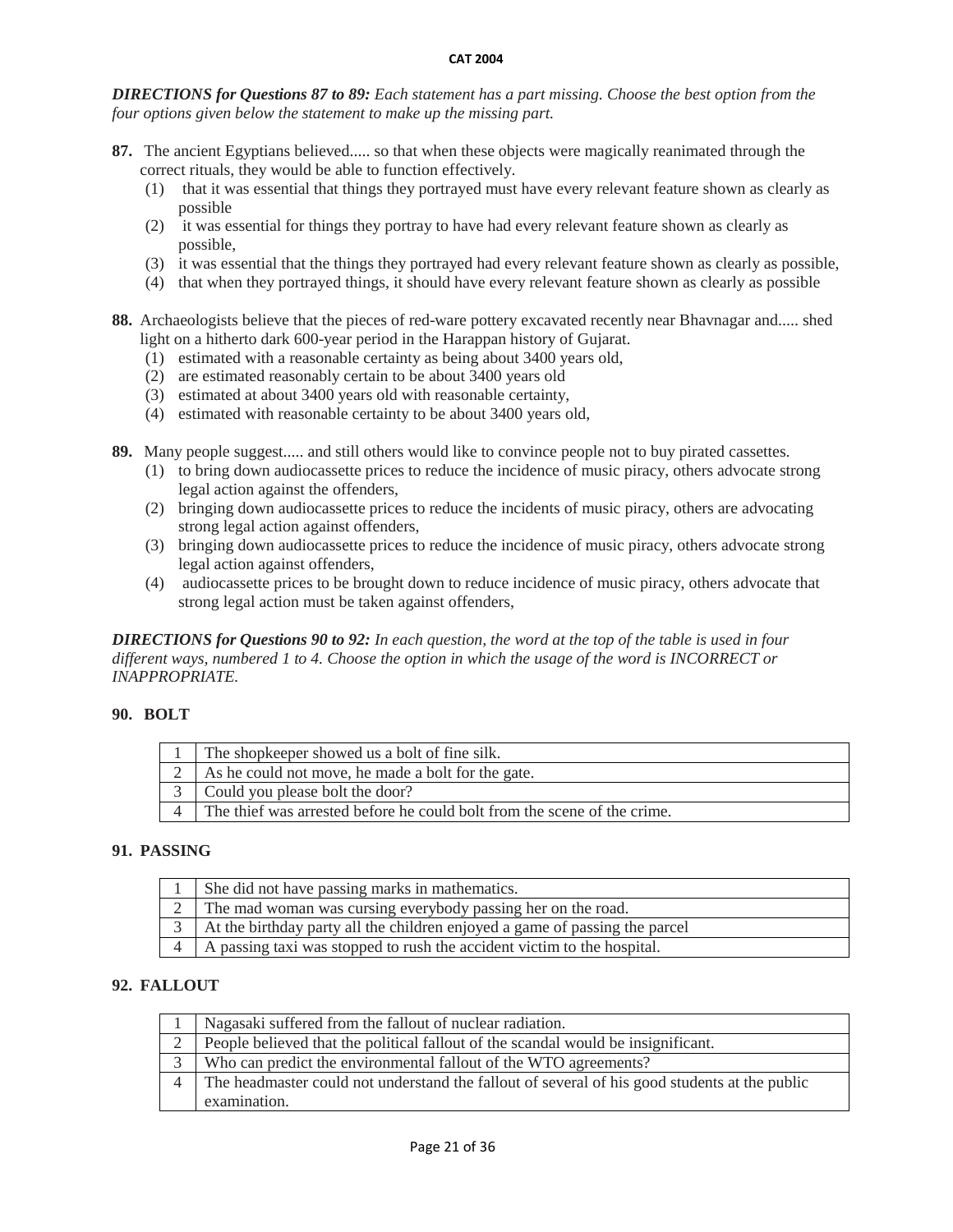***DIRECTIONS for Questions 87 to 89:*** *Each statement has a part missing. Choose the best option from the four options given below the statement to make up the missing part.*

**87.** The ancient Egyptians believed..... so that when these objects were magically reanimated through the correct rituals, they would be able to function effectively.

(1) that it was essential that things they portrayed must have every relevant feature shown as clearly as possible

(2) it was essential for things they portray to have had every relevant feature shown as clearly as possible,

(3) it was essential that the things they portrayed had every relevant feature shown as clearly as possible,

(4) that when they portrayed things, it should have every relevant feature shown as clearly as possible

**88.** Archaeologists believe that the pieces of red-ware pottery excavated recently near Bhavnagar and..... shed light on a hitherto dark 600-year period in the Harappan history of Gujarat.

(1) estimated with a reasonable certainty as being about 3400 years old,

(2) are estimated reasonably certain to be about 3400 years old

(3) estimated at about 3400 years old with reasonable certainty,

(4) estimated with reasonable certainty to be about 3400 years old,

**89.** Many people suggest..... and still others would like to convince people not to buy pirated cassettes.

(1) to bring down audiocassette prices to reduce the incidence of music piracy, others advocate strong legal action against the offenders,

(2) bringing down audiocassette prices to reduce the incidents of music piracy, others are advocating strong legal action against offenders,

(3) bringing down audiocassette prices to reduce the incidence of music piracy, others advocate strong legal action against offenders,

(4) audiocassette prices to be brought down to reduce incidence of music piracy, others advocate that strong legal action must be taken against offenders,

***DIRECTIONS for Questions 90 to 92:*** *In each question, the word at the top of the table is used in four different ways, numbered 1 to 4. Choose the option in which the usage of the word is INCORRECT or INAPPROPRIATE.*

**90. BOLT**

| | |
|---|---|
| 1 | The shopkeeper showed us a bolt of fine silk. |
| 2 | As he could not move, he made a bolt for the gate. |
| 3 | Could you please bolt the door? |
| 4 | The thief was arrested before he could bolt from the scene of the crime. |

**91. PASSING**

| | |
|---|---|
| 1 | She did not have passing marks in mathematics. |
| 2 | The mad woman was cursing everybody passing her on the road. |
| 3 | At the birthday party all the children enjoyed a game of passing the parcel |
| 4 | A passing taxi was stopped to rush the accident victim to the hospital. |

**92. FALLOUT**

| | |
|---|---|
| 1 | Nagasaki suffered from the fallout of nuclear radiation. |
| 2 | People believed that the political fallout of the scandal would be insignificant. |
| 3 | Who can predict the environmental fallout of the WTO agreements? |
| 4 | The headmaster could not understand the fallout of several of his good students at the public examination. |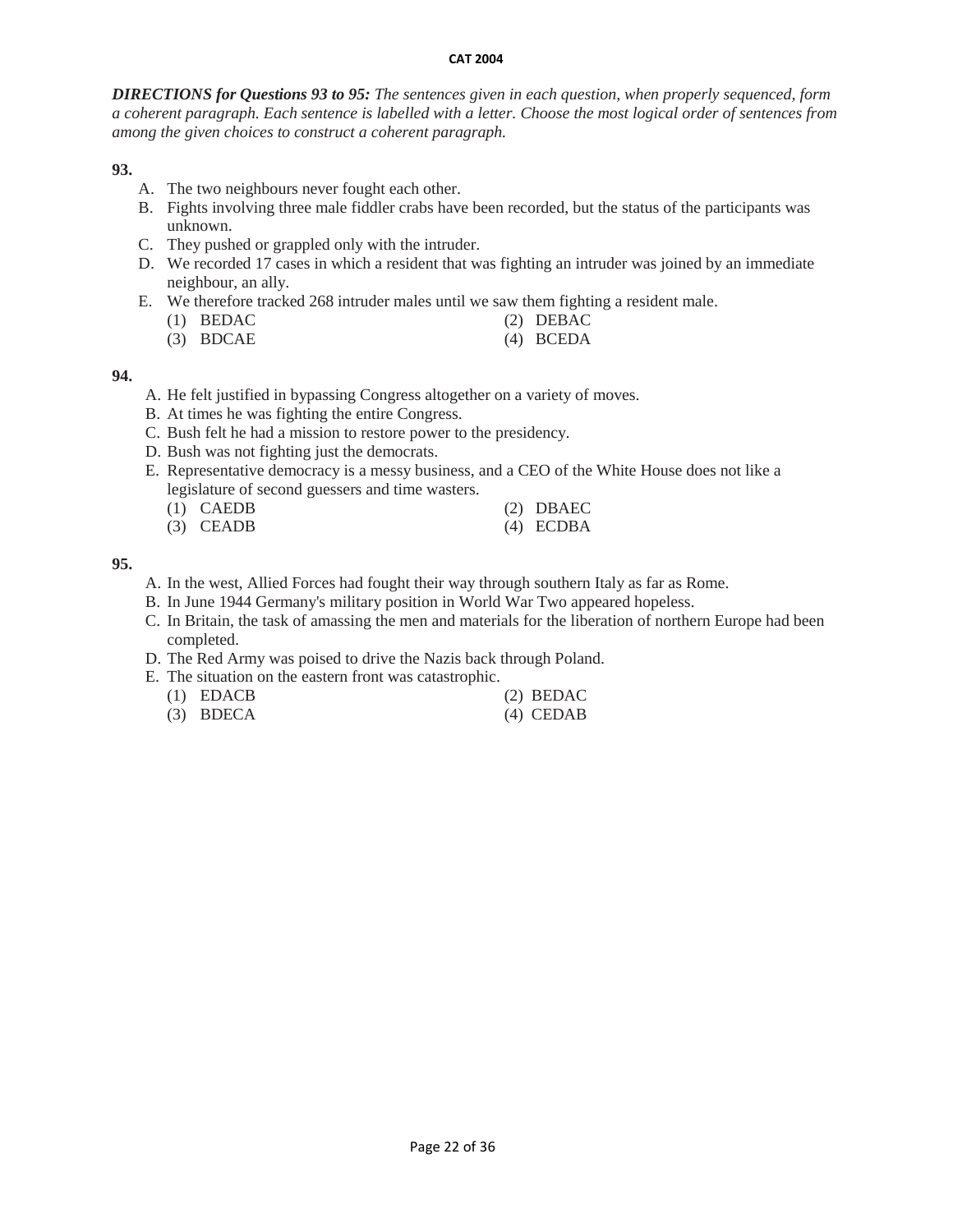***DIRECTIONS for Questions 93 to 95:*** *The sentences given in each question, when properly sequenced, form a coherent paragraph. Each sentence is labelled with a letter. Choose the most logical order of sentences from among the given choices to construct a coherent paragraph.*

**93.**

A. The two neighbours never fought each other.
B. Fights involving three male fiddler crabs have been recorded, but the status of the participants was unknown.
C. They pushed or grappled only with the intruder.
D. We recorded 17 cases in which a resident that was fighting an intruder was joined by an immediate neighbour, an ally.
E. We therefore tracked 268 intruder males until we saw them fighting a resident male.

(1) BEDAC
(2) DEBAC
(3) BDCAE
(4) BCEDA

**94.**

A. He felt justified in bypassing Congress altogether on a variety of moves.
B. At times he was fighting the entire Congress.
C. Bush felt he had a mission to restore power to the presidency.
D. Bush was not fighting just the democrats.
E. Representative democracy is a messy business, and a CEO of the White House does not like a legislature of second guessers and time wasters.

(1) CAEDB
(2) DBAEC
(3) CEADB
(4) ECDBA

**95.**

A. In the west, Allied Forces had fought their way through southern Italy as far as Rome.
B. In June 1944 Germany's military position in World War Two appeared hopeless.
C. In Britain, the task of amassing the men and materials for the liberation of northern Europe had been completed.
D. The Red Army was poised to drive the Nazis back through Poland.
E. The situation on the eastern front was catastrophic.

(1) EDACB
(2) BEDAC
(3) BDECA
(4) CEDAB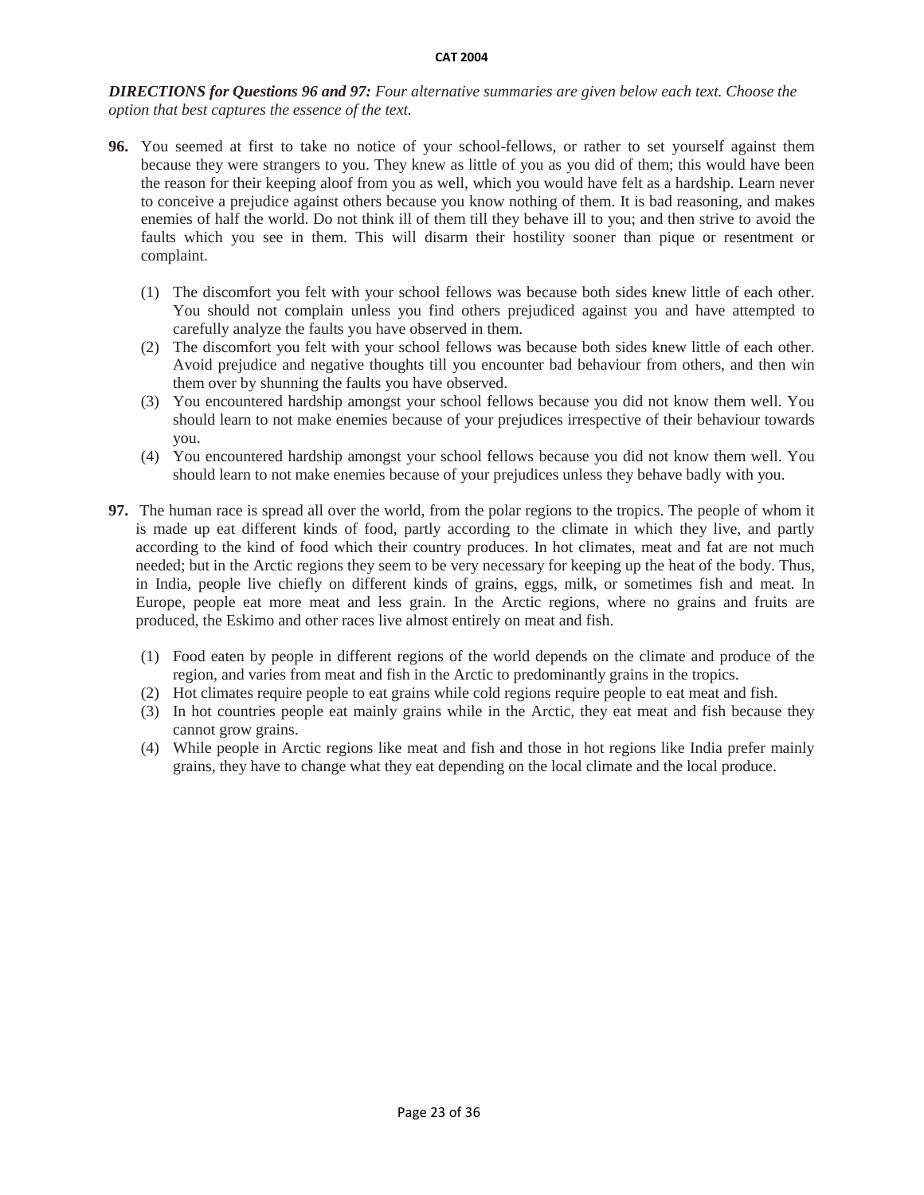***DIRECTIONS for Questions 96 and 97:*** *Four alternative summaries are given below each text. Choose the option that best captures the essence of the text.*

**96.** You seemed at first to take no notice of your school-fellows, or rather to set yourself against them because they were strangers to you. They knew as little of you as you did of them; this would have been the reason for their keeping aloof from you as well, which you would have felt as a hardship. Learn never to conceive a prejudice against others because you know nothing of them. It is bad reasoning, and makes enemies of half the world. Do not think ill of them till they behave ill to you; and then strive to avoid the faults which you see in them. This will disarm their hostility sooner than pique or resentment or complaint.

(1) The discomfort you felt with your school fellows was because both sides knew little of each other. You should not complain unless you find others prejudiced against you and have attempted to carefully analyze the faults you have observed in them.

(2) The discomfort you felt with your school fellows was because both sides knew little of each other. Avoid prejudice and negative thoughts till you encounter bad behaviour from others, and then win them over by shunning the faults you have observed.

(3) You encountered hardship amongst your school fellows because you did not know them well. You should learn to not make enemies because of your prejudices irrespective of their behaviour towards you.

(4) You encountered hardship amongst your school fellows because you did not know them well. You should learn to not make enemies because of your prejudices unless they behave badly with you.

**97.** The human race is spread all over the world, from the polar regions to the tropics. The people of whom it is made up eat different kinds of food, partly according to the climate in which they live, and partly according to the kind of food which their country produces. In hot climates, meat and fat are not much needed; but in the Arctic regions they seem to be very necessary for keeping up the heat of the body. Thus, in India, people live chiefly on different kinds of grains, eggs, milk, or sometimes fish and meat. In Europe, people eat more meat and less grain. In the Arctic regions, where no grains and fruits are produced, the Eskimo and other races live almost entirely on meat and fish.

(1) Food eaten by people in different regions of the world depends on the climate and produce of the region, and varies from meat and fish in the Arctic to predominantly grains in the tropics.

(2) Hot climates require people to eat grains while cold regions require people to eat meat and fish.

(3) In hot countries people eat mainly grains while in the Arctic, they eat meat and fish because they cannot grow grains.

(4) While people in Arctic regions like meat and fish and those in hot regions like India prefer mainly grains, they have to change what they eat depending on the local climate and the local produce.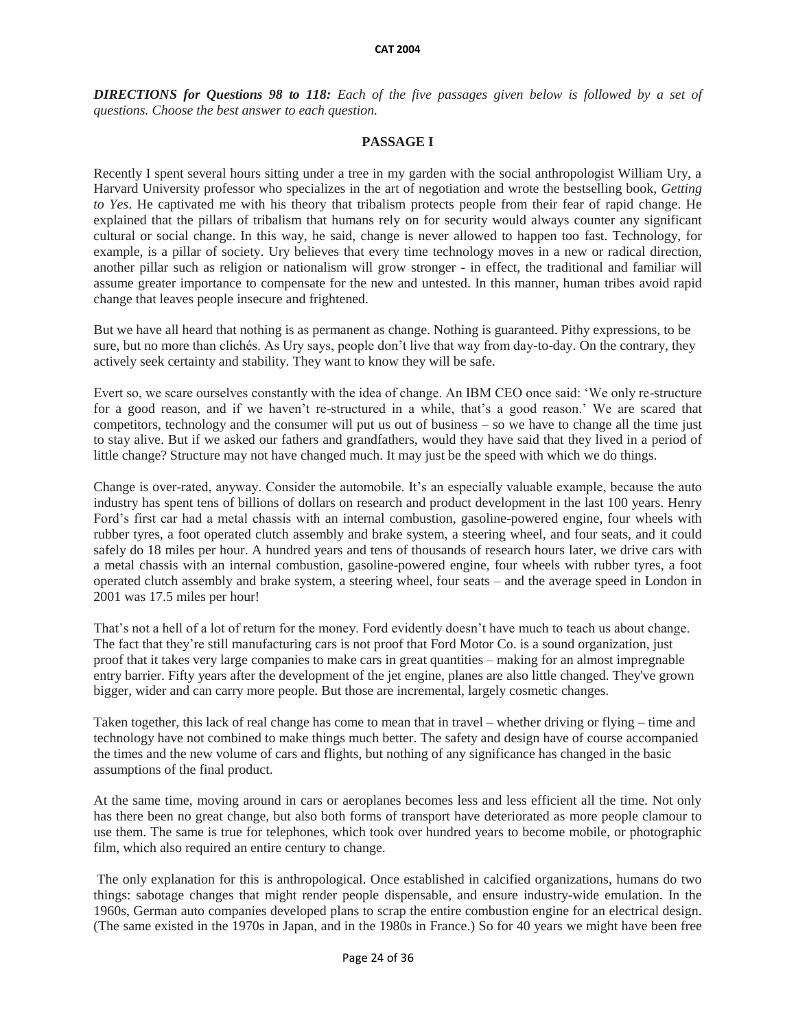***DIRECTIONS for Questions 98 to 118:*** *Each of the five passages given below is followed by a set of questions. Choose the best answer to each question.*

**PASSAGE I**

Recently I spent several hours sitting under a tree in my garden with the social anthropologist William Ury, a Harvard University professor who specializes in the art of negotiation and wrote the bestselling book, *Getting to Yes*. He captivated me with his theory that tribalism protects people from their fear of rapid change. He explained that the pillars of tribalism that humans rely on for security would always counter any significant cultural or social change. In this way, he said, change is never allowed to happen too fast. Technology, for example, is a pillar of society. Ury believes that every time technology moves in a new or radical direction, another pillar such as religion or nationalism will grow stronger - in effect, the traditional and familiar will assume greater importance to compensate for the new and untested. In this manner, human tribes avoid rapid change that leaves people insecure and frightened.

But we have all heard that nothing is as permanent as change. Nothing is guaranteed. Pithy expressions, to be sure, but no more than clichés. As Ury says, people don't live that way from day-to-day. On the contrary, they actively seek certainty and stability. They want to know they will be safe.

Evert so, we scare ourselves constantly with the idea of change. An IBM CEO once said: 'We only re-structure for a good reason, and if we haven't re-structured in a while, that's a good reason.' We are scared that competitors, technology and the consumer will put us out of business – so we have to change all the time just to stay alive. But if we asked our fathers and grandfathers, would they have said that they lived in a period of little change? Structure may not have changed much. It may just be the speed with which we do things.

Change is over-rated, anyway. Consider the automobile. It's an especially valuable example, because the auto industry has spent tens of billions of dollars on research and product development in the last 100 years. Henry Ford's first car had a metal chassis with an internal combustion, gasoline-powered engine, four wheels with rubber tyres, a foot operated clutch assembly and brake system, a steering wheel, and four seats, and it could safely do 18 miles per hour. A hundred years and tens of thousands of research hours later, we drive cars with a metal chassis with an internal combustion, gasoline-powered engine, four wheels with rubber tyres, a foot operated clutch assembly and brake system, a steering wheel, four seats – and the average speed in London in 2001 was 17.5 miles per hour!

That's not a hell of a lot of return for the money. Ford evidently doesn't have much to teach us about change. The fact that they're still manufacturing cars is not proof that Ford Motor Co. is a sound organization, just proof that it takes very large companies to make cars in great quantities – making for an almost impregnable entry barrier. Fifty years after the development of the jet engine, planes are also little changed. They've grown bigger, wider and can carry more people. But those are incremental, largely cosmetic changes.

Taken together, this lack of real change has come to mean that in travel – whether driving or flying – time and technology have not combined to make things much better. The safety and design have of course accompanied the times and the new volume of cars and flights, but nothing of any significance has changed in the basic assumptions of the final product.

At the same time, moving around in cars or aeroplanes becomes less and less efficient all the time. Not only has there been no great change, but also both forms of transport have deteriorated as more people clamour to use them. The same is true for telephones, which took over hundred years to become mobile, or photographic film, which also required an entire century to change.

The only explanation for this is anthropological. Once established in calcified organizations, humans do two things: sabotage changes that might render people dispensable, and ensure industry-wide emulation. In the 1960s, German auto companies developed plans to scrap the entire combustion engine for an electrical design. (The same existed in the 1970s in Japan, and in the 1980s in France.) So for 40 years we might have been free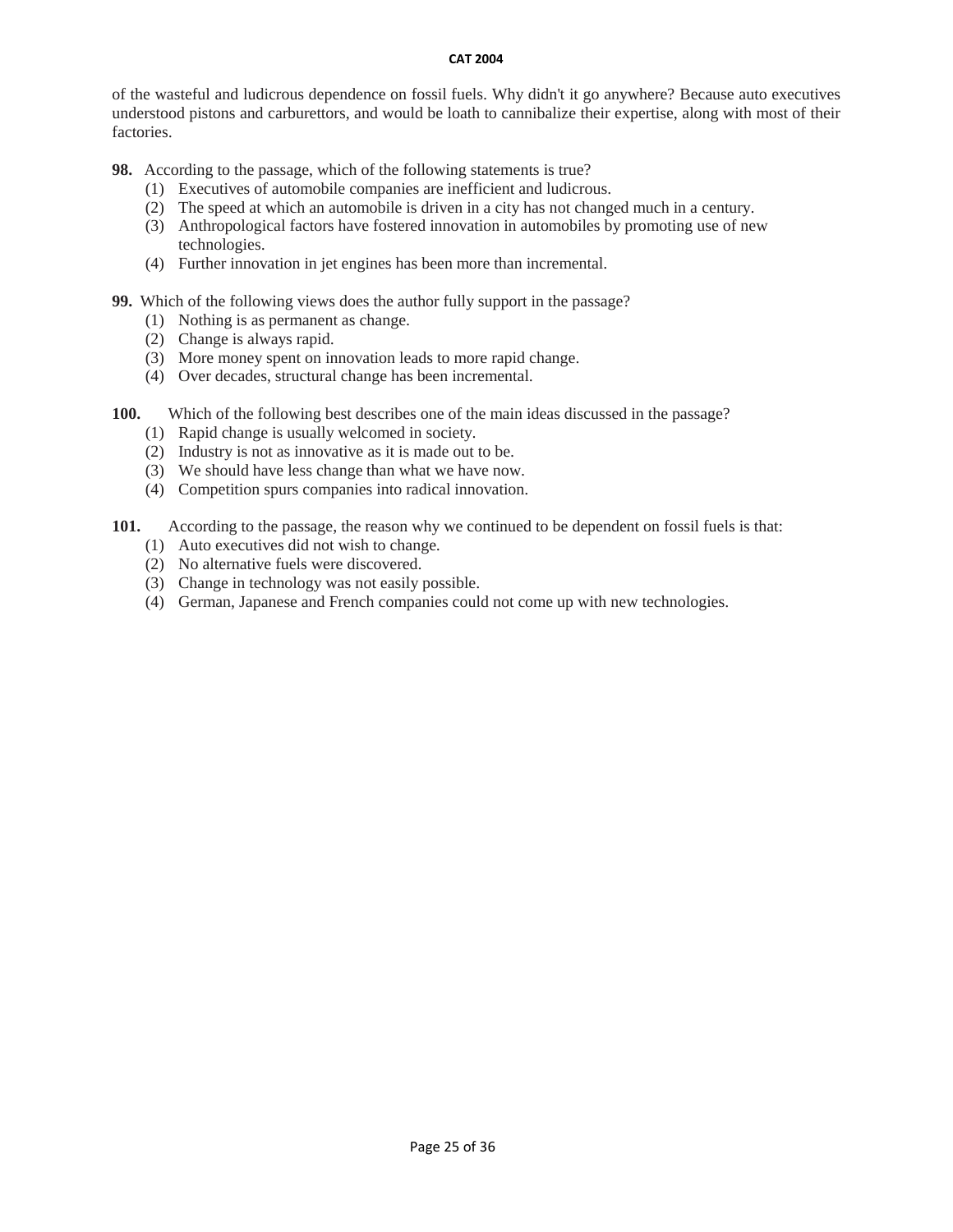of the wasteful and ludicrous dependence on fossil fuels. Why didn't it go anywhere? Because auto executives understood pistons and carburettors, and would be loath to cannibalize their expertise, along with most of their factories.

**98.** According to the passage, which of the following statements is true?

(1) Executives of automobile companies are inefficient and ludicrous.
(2) The speed at which an automobile is driven in a city has not changed much in a century.
(3) Anthropological factors have fostered innovation in automobiles by promoting use of new technologies.
(4) Further innovation in jet engines has been more than incremental.

**99.** Which of the following views does the author fully support in the passage?

(1) Nothing is as permanent as change.
(2) Change is always rapid.
(3) More money spent on innovation leads to more rapid change.
(4) Over decades, structural change has been incremental.

**100.** Which of the following best describes one of the main ideas discussed in the passage?

(1) Rapid change is usually welcomed in society.
(2) Industry is not as innovative as it is made out to be.
(3) We should have less change than what we have now.
(4) Competition spurs companies into radical innovation.

**101.** According to the passage, the reason why we continued to be dependent on fossil fuels is that:

(1) Auto executives did not wish to change.
(2) No alternative fuels were discovered.
(3) Change in technology was not easily possible.
(4) German, Japanese and French companies could not come up with new technologies.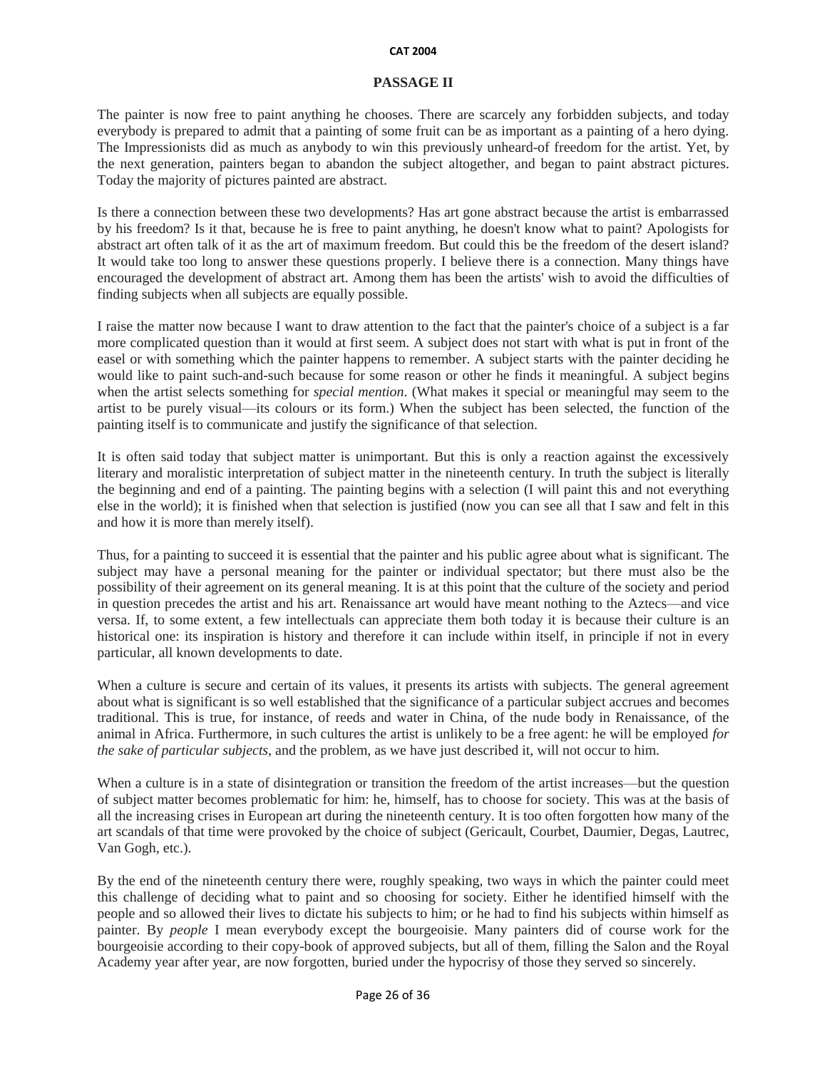## PASSAGE II

The painter is now free to paint anything he chooses. There are scarcely any forbidden subjects, and today everybody is prepared to admit that a painting of some fruit can be as important as a painting of a hero dying. The Impressionists did as much as anybody to win this previously unheard-of freedom for the artist. Yet, by the next generation, painters began to abandon the subject altogether, and began to paint abstract pictures. Today the majority of pictures painted are abstract.

Is there a connection between these two developments? Has art gone abstract because the artist is embarrassed by his freedom? Is it that, because he is free to paint anything, he doesn't know what to paint? Apologists for abstract art often talk of it as the art of maximum freedom. But could this be the freedom of the desert island? It would take too long to answer these questions properly. I believe there is a connection. Many things have encouraged the development of abstract art. Among them has been the artists' wish to avoid the difficulties of finding subjects when all subjects are equally possible.

I raise the matter now because I want to draw attention to the fact that the painter's choice of a subject is a far more complicated question than it would at first seem. A subject does not start with what is put in front of the easel or with something which the painter happens to remember. A subject starts with the painter deciding he would like to paint such-and-such because for some reason or other he finds it meaningful. A subject begins when the artist selects something for *special mention*. (What makes it special or meaningful may seem to the artist to be purely visual—its colours or its form.) When the subject has been selected, the function of the painting itself is to communicate and justify the significance of that selection.

It is often said today that subject matter is unimportant. But this is only a reaction against the excessively literary and moralistic interpretation of subject matter in the nineteenth century. In truth the subject is literally the beginning and end of a painting. The painting begins with a selection (I will paint this and not everything else in the world); it is finished when that selection is justified (now you can see all that I saw and felt in this and how it is more than merely itself).

Thus, for a painting to succeed it is essential that the painter and his public agree about what is significant. The subject may have a personal meaning for the painter or individual spectator; but there must also be the possibility of their agreement on its general meaning. It is at this point that the culture of the society and period in question precedes the artist and his art. Renaissance art would have meant nothing to the Aztecs—and vice versa. If, to some extent, a few intellectuals can appreciate them both today it is because their culture is an historical one: its inspiration is history and therefore it can include within itself, in principle if not in every particular, all known developments to date.

When a culture is secure and certain of its values, it presents its artists with subjects. The general agreement about what is significant is so well established that the significance of a particular subject accrues and becomes traditional. This is true, for instance, of reeds and water in China, of the nude body in Renaissance, of the animal in Africa. Furthermore, in such cultures the artist is unlikely to be a free agent: he will be employed *for the sake of particular subjects*, and the problem, as we have just described it, will not occur to him.

When a culture is in a state of disintegration or transition the freedom of the artist increases—but the question of subject matter becomes problematic for him: he, himself, has to choose for society. This was at the basis of all the increasing crises in European art during the nineteenth century. It is too often forgotten how many of the art scandals of that time were provoked by the choice of subject (Gericault, Courbet, Daumier, Degas, Lautrec, Van Gogh, etc.).

By the end of the nineteenth century there were, roughly speaking, two ways in which the painter could meet this challenge of deciding what to paint and so choosing for society. Either he identified himself with the people and so allowed their lives to dictate his subjects to him; or he had to find his subjects within himself as painter. By *people* I mean everybody except the bourgeoisie. Many painters did of course work for the bourgeoisie according to their copy-book of approved subjects, but all of them, filling the Salon and the Royal Academy year after year, are now forgotten, buried under the hypocrisy of those they served so sincerely.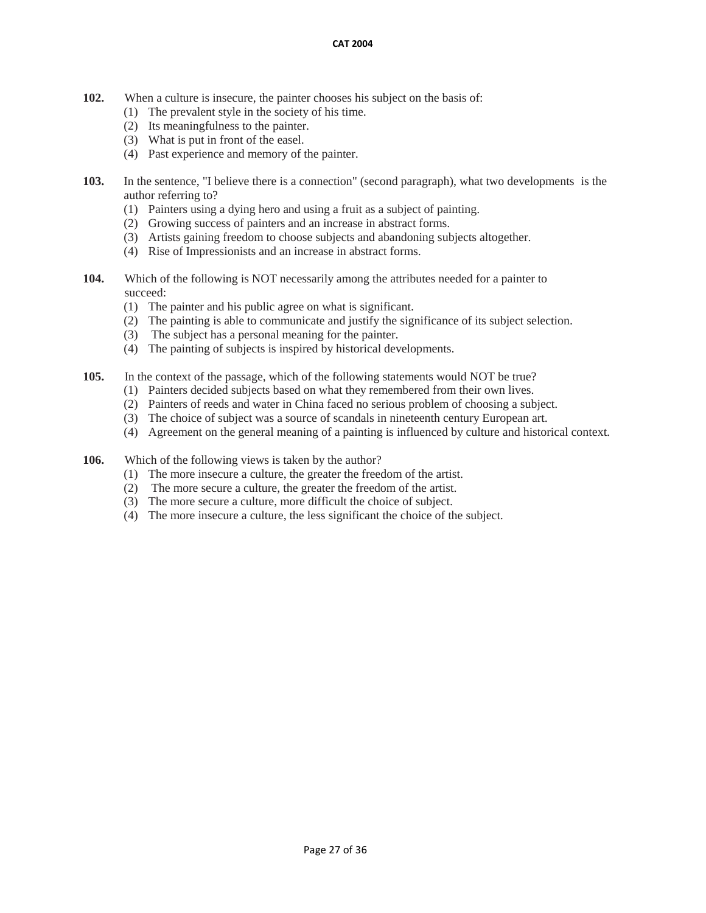**102.** When a culture is insecure, the painter chooses his subject on the basis of:

(1) The prevalent style in the society of his time.
(2) Its meaningfulness to the painter.
(3) What is put in front of the easel.
(4) Past experience and memory of the painter.

**103.** In the sentence, "I believe there is a connection" (second paragraph), what two developments is the author referring to?

(1) Painters using a dying hero and using a fruit as a subject of painting.
(2) Growing success of painters and an increase in abstract forms.
(3) Artists gaining freedom to choose subjects and abandoning subjects altogether.
(4) Rise of Impressionists and an increase in abstract forms.

**104.** Which of the following is NOT necessarily among the attributes needed for a painter to succeed:

(1) The painter and his public agree on what is significant.
(2) The painting is able to communicate and justify the significance of its subject selection.
(3) The subject has a personal meaning for the painter.
(4) The painting of subjects is inspired by historical developments.

**105.** In the context of the passage, which of the following statements would NOT be true?

(1) Painters decided subjects based on what they remembered from their own lives.
(2) Painters of reeds and water in China faced no serious problem of choosing a subject.
(3) The choice of subject was a source of scandals in nineteenth century European art.
(4) Agreement on the general meaning of a painting is influenced by culture and historical context.

**106.** Which of the following views is taken by the author?

(1) The more insecure a culture, the greater the freedom of the artist.
(2) The more secure a culture, the greater the freedom of the artist.
(3) The more secure a culture, more difficult the choice of subject.
(4) The more insecure a culture, the less significant the choice of the subject.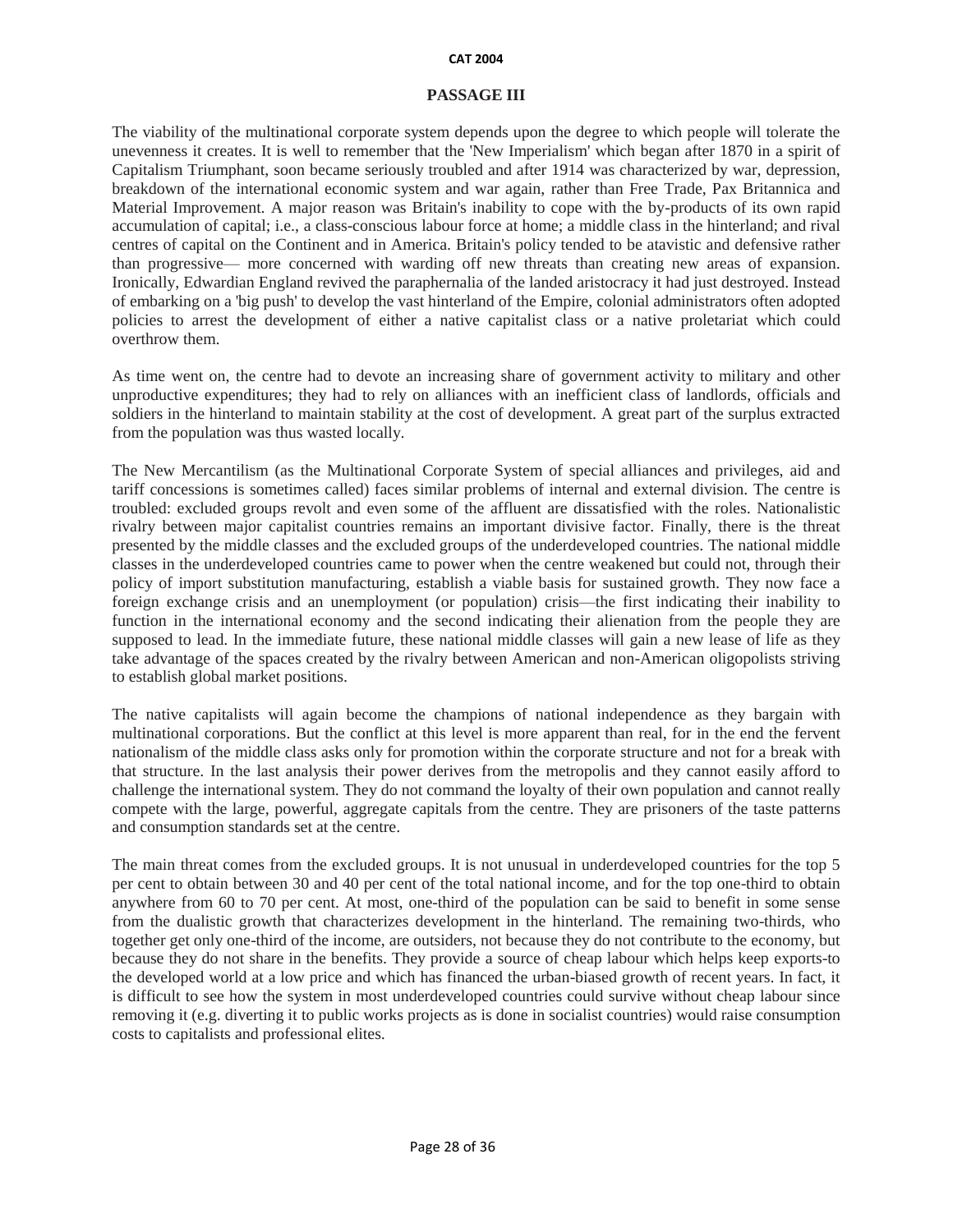## PASSAGE III

The viability of the multinational corporate system depends upon the degree to which people will tolerate the unevenness it creates. It is well to remember that the 'New Imperialism' which began after 1870 in a spirit of Capitalism Triumphant, soon became seriously troubled and after 1914 was characterized by war, depression, breakdown of the international economic system and war again, rather than Free Trade, Pax Britannica and Material Improvement. A major reason was Britain's inability to cope with the by-products of its own rapid accumulation of capital; i.e., a class-conscious labour force at home; a middle class in the hinterland; and rival centres of capital on the Continent and in America. Britain's policy tended to be atavistic and defensive rather than progressive— more concerned with warding off new threats than creating new areas of expansion. Ironically, Edwardian England revived the paraphernalia of the landed aristocracy it had just destroyed. Instead of embarking on a 'big push' to develop the vast hinterland of the Empire, colonial administrators often adopted policies to arrest the development of either a native capitalist class or a native proletariat which could overthrow them.

As time went on, the centre had to devote an increasing share of government activity to military and other unproductive expenditures; they had to rely on alliances with an inefficient class of landlords, officials and soldiers in the hinterland to maintain stability at the cost of development. A great part of the surplus extracted from the population was thus wasted locally.

The New Mercantilism (as the Multinational Corporate System of special alliances and privileges, aid and tariff concessions is sometimes called) faces similar problems of internal and external division. The centre is troubled: excluded groups revolt and even some of the affluent are dissatisfied with the roles. Nationalistic rivalry between major capitalist countries remains an important divisive factor. Finally, there is the threat presented by the middle classes and the excluded groups of the underdeveloped countries. The national middle classes in the underdeveloped countries came to power when the centre weakened but could not, through their policy of import substitution manufacturing, establish a viable basis for sustained growth. They now face a foreign exchange crisis and an unemployment (or population) crisis—the first indicating their inability to function in the international economy and the second indicating their alienation from the people they are supposed to lead. In the immediate future, these national middle classes will gain a new lease of life as they take advantage of the spaces created by the rivalry between American and non-American oligopolists striving to establish global market positions.

The native capitalists will again become the champions of national independence as they bargain with multinational corporations. But the conflict at this level is more apparent than real, for in the end the fervent nationalism of the middle class asks only for promotion within the corporate structure and not for a break with that structure. In the last analysis their power derives from the metropolis and they cannot easily afford to challenge the international system. They do not command the loyalty of their own population and cannot really compete with the large, powerful, aggregate capitals from the centre. They are prisoners of the taste patterns and consumption standards set at the centre.

The main threat comes from the excluded groups. It is not unusual in underdeveloped countries for the top 5 per cent to obtain between 30 and 40 per cent of the total national income, and for the top one-third to obtain anywhere from 60 to 70 per cent. At most, one-third of the population can be said to benefit in some sense from the dualistic growth that characterizes development in the hinterland. The remaining two-thirds, who together get only one-third of the income, are outsiders, not because they do not contribute to the economy, but because they do not share in the benefits. They provide a source of cheap labour which helps keep exports-to the developed world at a low price and which has financed the urban-biased growth of recent years. In fact, it is difficult to see how the system in most underdeveloped countries could survive without cheap labour since removing it (e.g. diverting it to public works projects as is done in socialist countries) would raise consumption costs to capitalists and professional elites.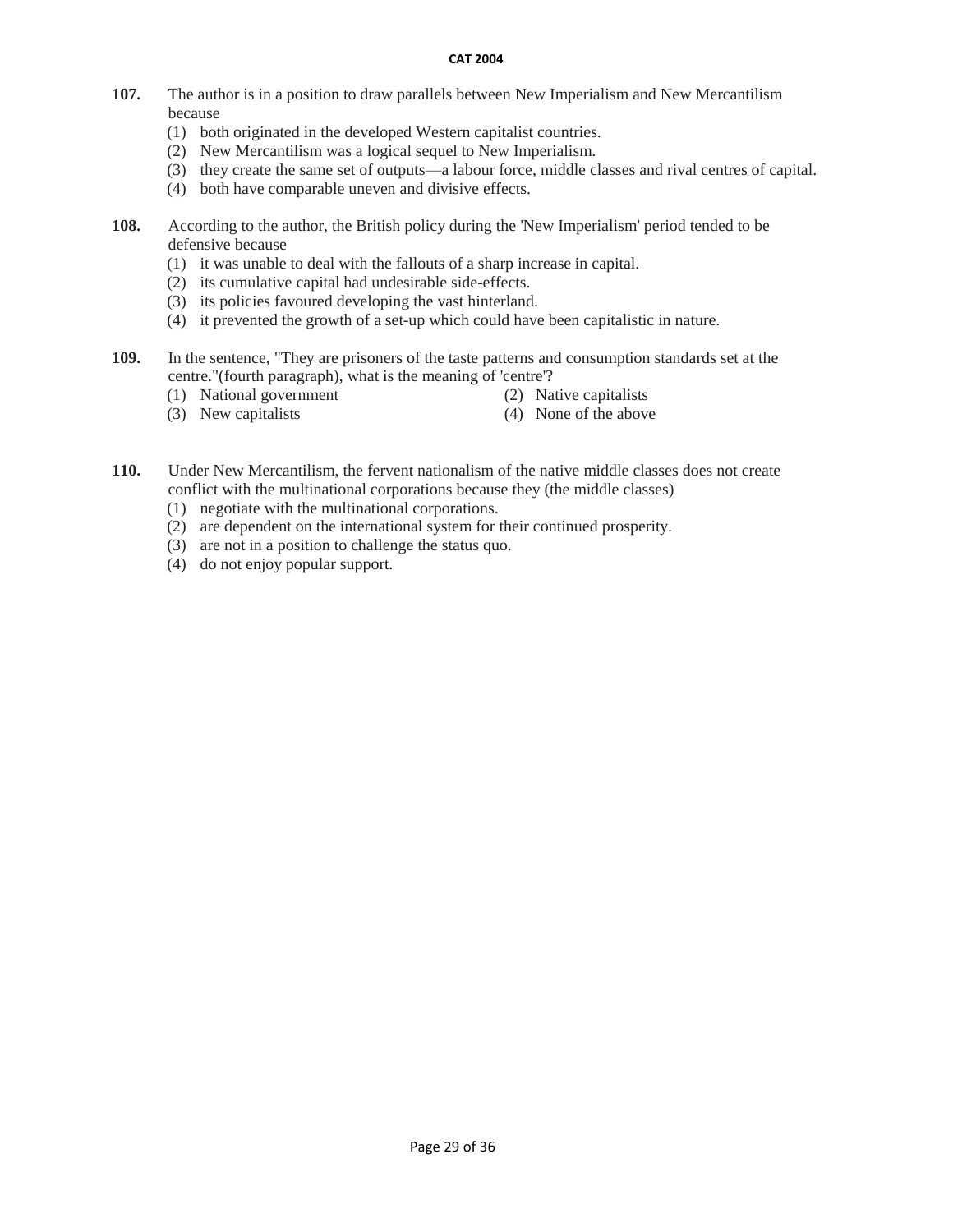**107.** The author is in a position to draw parallels between New Imperialism and New Mercantilism because

(1) both originated in the developed Western capitalist countries.
(2) New Mercantilism was a logical sequel to New Imperialism.
(3) they create the same set of outputs—a labour force, middle classes and rival centres of capital.
(4) both have comparable uneven and divisive effects.

**108.** According to the author, the British policy during the 'New Imperialism' period tended to be defensive because

(1) it was unable to deal with the fallouts of a sharp increase in capital.
(2) its cumulative capital had undesirable side-effects.
(3) its policies favoured developing the vast hinterland.
(4) it prevented the growth of a set-up which could have been capitalistic in nature.

**109.** In the sentence, "They are prisoners of the taste patterns and consumption standards set at the centre."(fourth paragraph), what is the meaning of 'centre'?

(1) National government
(2) Native capitalists
(3) New capitalists
(4) None of the above

**110.** Under New Mercantilism, the fervent nationalism of the native middle classes does not create conflict with the multinational corporations because they (the middle classes)

(1) negotiate with the multinational corporations.
(2) are dependent on the international system for their continued prosperity.
(3) are not in a position to challenge the status quo.
(4) do not enjoy popular support.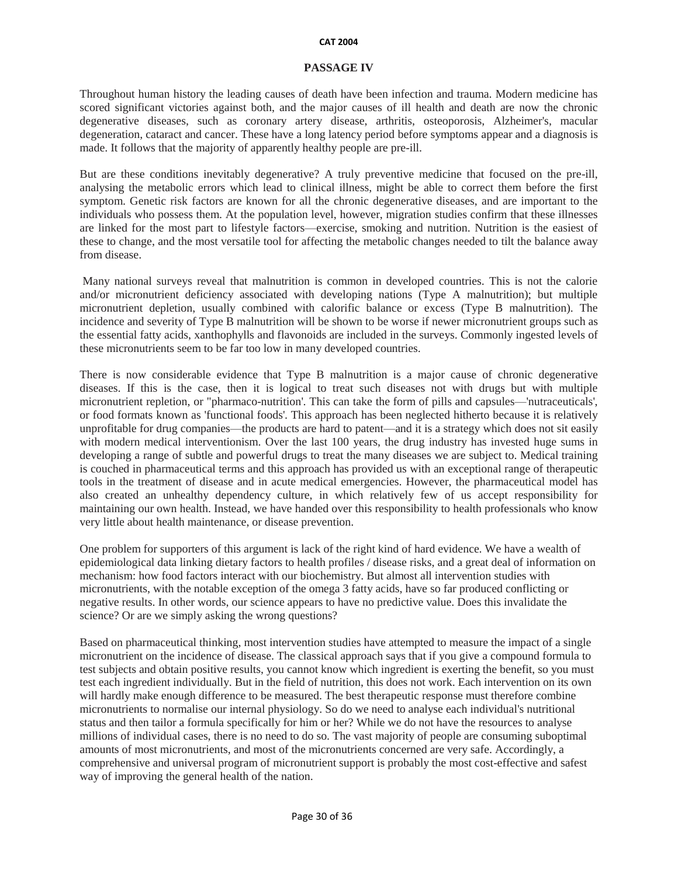## PASSAGE IV

Throughout human history the leading causes of death have been infection and trauma. Modern medicine has scored significant victories against both, and the major causes of ill health and death are now the chronic degenerative diseases, such as coronary artery disease, arthritis, osteoporosis, Alzheimer's, macular degeneration, cataract and cancer. These have a long latency period before symptoms appear and a diagnosis is made. It follows that the majority of apparently healthy people are pre-ill.

But are these conditions inevitably degenerative? A truly preventive medicine that focused on the pre-ill, analysing the metabolic errors which lead to clinical illness, might be able to correct them before the first symptom. Genetic risk factors are known for all the chronic degenerative diseases, and are important to the individuals who possess them. At the population level, however, migration studies confirm that these illnesses are linked for the most part to lifestyle factors—exercise, smoking and nutrition. Nutrition is the easiest of these to change, and the most versatile tool for affecting the metabolic changes needed to tilt the balance away from disease.

Many national surveys reveal that malnutrition is common in developed countries. This is not the calorie and/or micronutrient deficiency associated with developing nations (Type A malnutrition); but multiple micronutrient depletion, usually combined with calorific balance or excess (Type B malnutrition). The incidence and severity of Type B malnutrition will be shown to be worse if newer micronutrient groups such as the essential fatty acids, xanthophylls and flavonoids are included in the surveys. Commonly ingested levels of these micronutrients seem to be far too low in many developed countries.

There is now considerable evidence that Type B malnutrition is a major cause of chronic degenerative diseases. If this is the case, then it is logical to treat such diseases not with drugs but with multiple micronutrient repletion, or "pharmaco-nutrition'. This can take the form of pills and capsules—'nutraceuticals', or food formats known as 'functional foods'. This approach has been neglected hitherto because it is relatively unprofitable for drug companies—the products are hard to patent—and it is a strategy which does not sit easily with modern medical interventionism. Over the last 100 years, the drug industry has invested huge sums in developing a range of subtle and powerful drugs to treat the many diseases we are subject to. Medical training is couched in pharmaceutical terms and this approach has provided us with an exceptional range of therapeutic tools in the treatment of disease and in acute medical emergencies. However, the pharmaceutical model has also created an unhealthy dependency culture, in which relatively few of us accept responsibility for maintaining our own health. Instead, we have handed over this responsibility to health professionals who know very little about health maintenance, or disease prevention.

One problem for supporters of this argument is lack of the right kind of hard evidence. We have a wealth of epidemiological data linking dietary factors to health profiles / disease risks, and a great deal of information on mechanism: how food factors interact with our biochemistry. But almost all intervention studies with micronutrients, with the notable exception of the omega 3 fatty acids, have so far produced conflicting or negative results. In other words, our science appears to have no predictive value. Does this invalidate the science? Or are we simply asking the wrong questions?

Based on pharmaceutical thinking, most intervention studies have attempted to measure the impact of a single micronutrient on the incidence of disease. The classical approach says that if you give a compound formula to test subjects and obtain positive results, you cannot know which ingredient is exerting the benefit, so you must test each ingredient individually. But in the field of nutrition, this does not work. Each intervention on its own will hardly make enough difference to be measured. The best therapeutic response must therefore combine micronutrients to normalise our internal physiology. So do we need to analyse each individual's nutritional status and then tailor a formula specifically for him or her? While we do not have the resources to analyse millions of individual cases, there is no need to do so. The vast majority of people are consuming suboptimal amounts of most micronutrients, and most of the micronutrients concerned are very safe. Accordingly, a comprehensive and universal program of micronutrient support is probably the most cost-effective and safest way of improving the general health of the nation.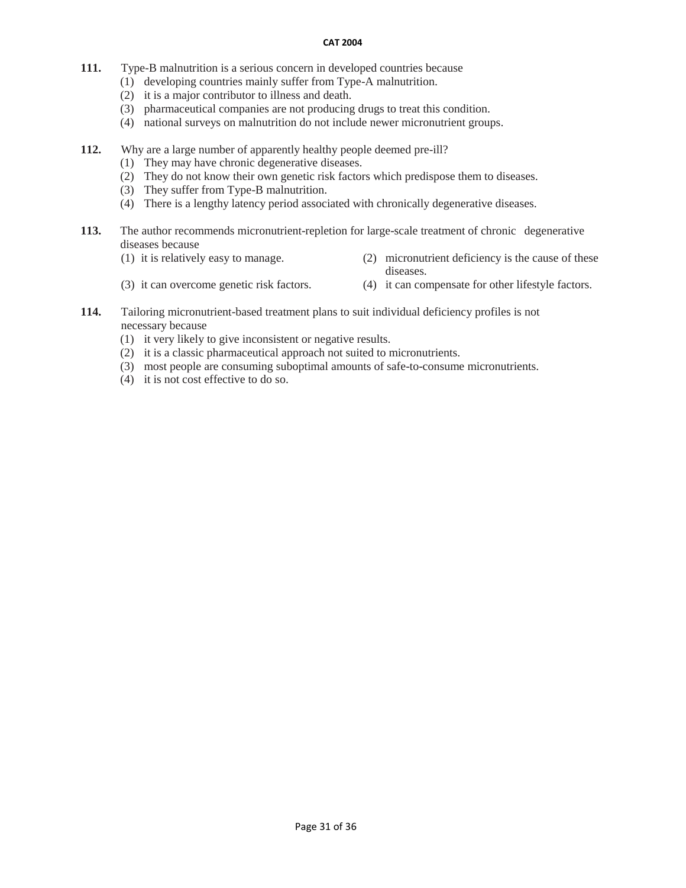**111.** Type-B malnutrition is a serious concern in developed countries because
(1) developing countries mainly suffer from Type-A malnutrition.
(2) it is a major contributor to illness and death.
(3) pharmaceutical companies are not producing drugs to treat this condition.
(4) national surveys on malnutrition do not include newer micronutrient groups.

**112.** Why are a large number of apparently healthy people deemed pre-ill?
(1) They may have chronic degenerative diseases.
(2) They do not know their own genetic risk factors which predispose them to diseases.
(3) They suffer from Type-B malnutrition.
(4) There is a lengthy latency period associated with chronically degenerative diseases.

**113.** The author recommends micronutrient-repletion for large-scale treatment of chronic degenerative diseases because
(1) it is relatively easy to manage.
(2) micronutrient deficiency is the cause of these diseases.
(3) it can overcome genetic risk factors.
(4) it can compensate for other lifestyle factors.

**114.** Tailoring micronutrient-based treatment plans to suit individual deficiency profiles is not necessary because
(1) it very likely to give inconsistent or negative results.
(2) it is a classic pharmaceutical approach not suited to micronutrients.
(3) most people are consuming suboptimal amounts of safe-to-consume micronutrients.
(4) it is not cost effective to do so.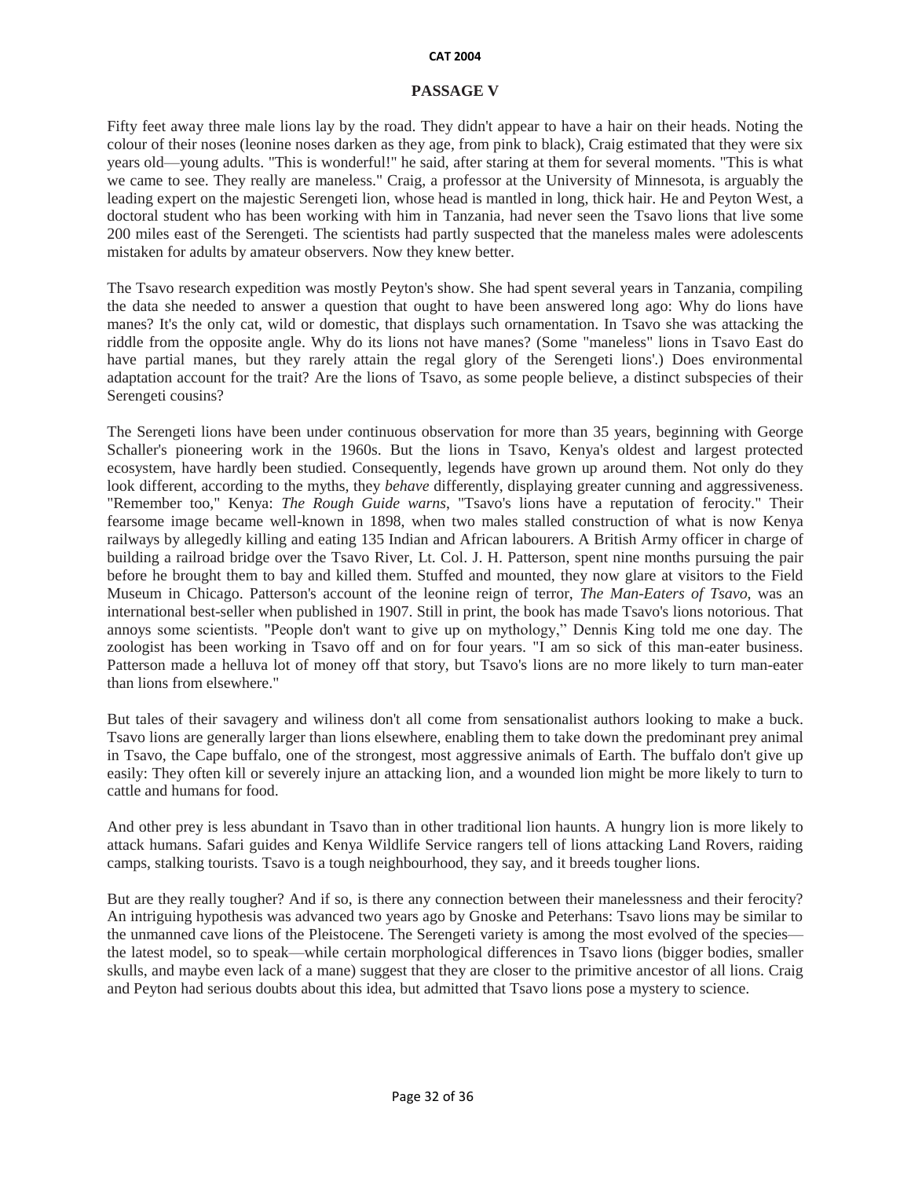## PASSAGE V

Fifty feet away three male lions lay by the road. They didn't appear to have a hair on their heads. Noting the colour of their noses (leonine noses darken as they age, from pink to black), Craig estimated that they were six years old—young adults. "This is wonderful!" he said, after staring at them for several moments. "This is what we came to see. They really are maneless." Craig, a professor at the University of Minnesota, is arguably the leading expert on the majestic Serengeti lion, whose head is mantled in long, thick hair. He and Peyton West, a doctoral student who has been working with him in Tanzania, had never seen the Tsavo lions that live some 200 miles east of the Serengeti. The scientists had partly suspected that the maneless males were adolescents mistaken for adults by amateur observers. Now they knew better.

The Tsavo research expedition was mostly Peyton's show. She had spent several years in Tanzania, compiling the data she needed to answer a question that ought to have been answered long ago: Why do lions have manes? It's the only cat, wild or domestic, that displays such ornamentation. In Tsavo she was attacking the riddle from the opposite angle. Why do its lions not have manes? (Some "maneless" lions in Tsavo East do have partial manes, but they rarely attain the regal glory of the Serengeti lions'.) Does environmental adaptation account for the trait? Are the lions of Tsavo, as some people believe, a distinct subspecies of their Serengeti cousins?

The Serengeti lions have been under continuous observation for more than 35 years, beginning with George Schaller's pioneering work in the 1960s. But the lions in Tsavo, Kenya's oldest and largest protected ecosystem, have hardly been studied. Consequently, legends have grown up around them. Not only do they look different, according to the myths, they *behave* differently, displaying greater cunning and aggressiveness. "Remember too," Kenya: *The Rough Guide warns*, "Tsavo's lions have a reputation of ferocity." Their fearsome image became well-known in 1898, when two males stalled construction of what is now Kenya railways by allegedly killing and eating 135 Indian and African labourers. A British Army officer in charge of building a railroad bridge over the Tsavo River, Lt. Col. J. H. Patterson, spent nine months pursuing the pair before he brought them to bay and killed them. Stuffed and mounted, they now glare at visitors to the Field Museum in Chicago. Patterson's account of the leonine reign of terror, *The Man-Eaters of Tsavo*, was an international best-seller when published in 1907. Still in print, the book has made Tsavo's lions notorious. That annoys some scientists. "People don't want to give up on mythology," Dennis King told me one day. The zoologist has been working in Tsavo off and on for four years. "I am so sick of this man-eater business. Patterson made a helluva lot of money off that story, but Tsavo's lions are no more likely to turn man-eater than lions from elsewhere."

But tales of their savagery and wiliness don't all come from sensationalist authors looking to make a buck. Tsavo lions are generally larger than lions elsewhere, enabling them to take down the predominant prey animal in Tsavo, the Cape buffalo, one of the strongest, most aggressive animals of Earth. The buffalo don't give up easily: They often kill or severely injure an attacking lion, and a wounded lion might be more likely to turn to cattle and humans for food.

And other prey is less abundant in Tsavo than in other traditional lion haunts. A hungry lion is more likely to attack humans. Safari guides and Kenya Wildlife Service rangers tell of lions attacking Land Rovers, raiding camps, stalking tourists. Tsavo is a tough neighbourhood, they say, and it breeds tougher lions.

But are they really tougher? And if so, is there any connection between their manelessness and their ferocity? An intriguing hypothesis was advanced two years ago by Gnoske and Peterhans: Tsavo lions may be similar to the unmanned cave lions of the Pleistocene. The Serengeti variety is among the most evolved of the species—the latest model, so to speak—while certain morphological differences in Tsavo lions (bigger bodies, smaller skulls, and maybe even lack of a mane) suggest that they are closer to the primitive ancestor of all lions. Craig and Peyton had serious doubts about this idea, but admitted that Tsavo lions pose a mystery to science.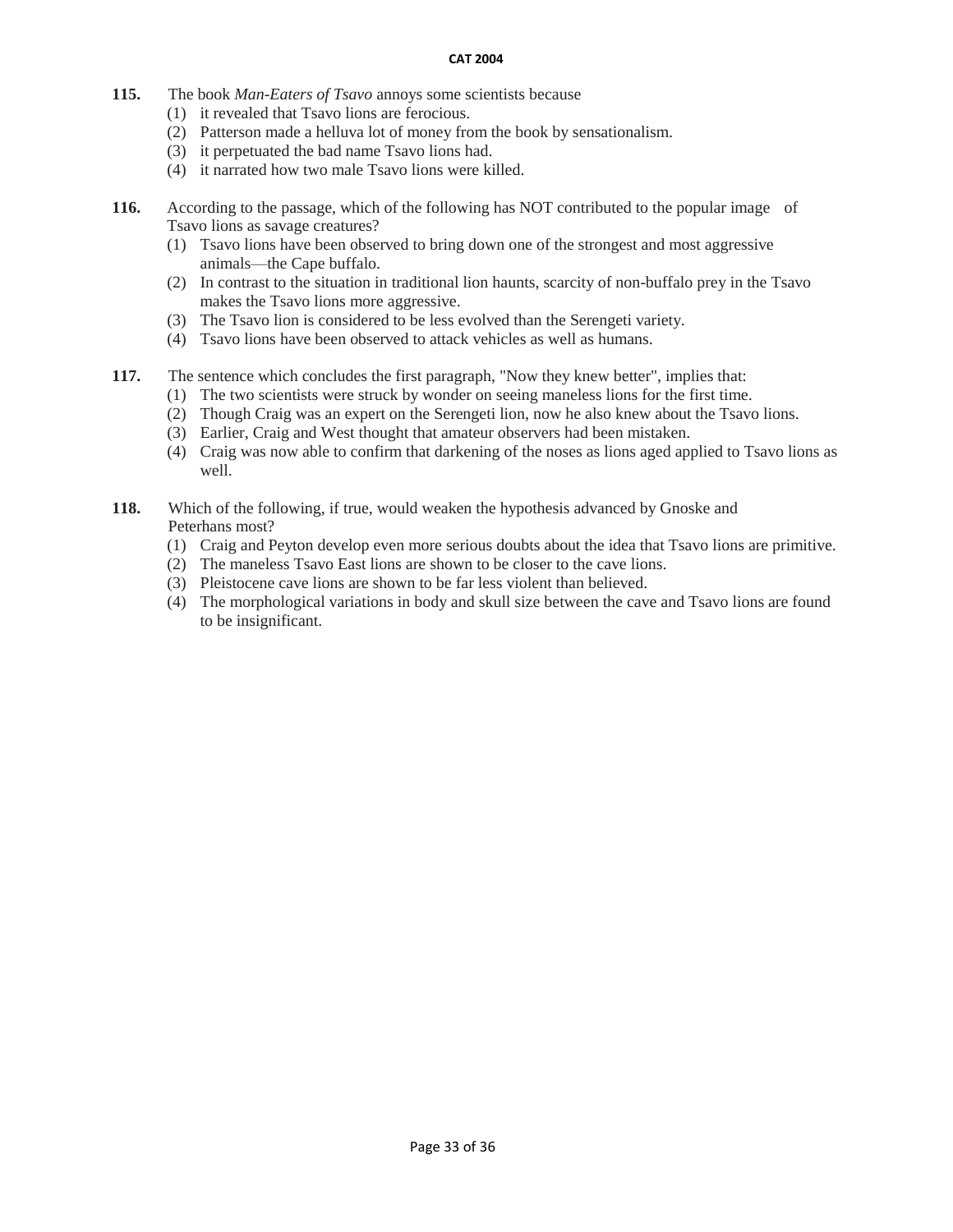**115.** The book *Man-Eaters of Tsavo* annoys some scientists because

(1) it revealed that Tsavo lions are ferocious.
(2) Patterson made a helluva lot of money from the book by sensationalism.
(3) it perpetuated the bad name Tsavo lions had.
(4) it narrated how two male Tsavo lions were killed.

**116.** According to the passage, which of the following has NOT contributed to the popular image of Tsavo lions as savage creatures?

(1) Tsavo lions have been observed to bring down one of the strongest and most aggressive animals—the Cape buffalo.
(2) In contrast to the situation in traditional lion haunts, scarcity of non-buffalo prey in the Tsavo makes the Tsavo lions more aggressive.
(3) The Tsavo lion is considered to be less evolved than the Serengeti variety.
(4) Tsavo lions have been observed to attack vehicles as well as humans.

**117.** The sentence which concludes the first paragraph, "Now they knew better", implies that:

(1) The two scientists were struck by wonder on seeing maneless lions for the first time.
(2) Though Craig was an expert on the Serengeti lion, now he also knew about the Tsavo lions.
(3) Earlier, Craig and West thought that amateur observers had been mistaken.
(4) Craig was now able to confirm that darkening of the noses as lions aged applied to Tsavo lions as well.

**118.** Which of the following, if true, would weaken the hypothesis advanced by Gnoske and Peterhans most?

(1) Craig and Peyton develop even more serious doubts about the idea that Tsavo lions are primitive.
(2) The maneless Tsavo East lions are shown to be closer to the cave lions.
(3) Pleistocene cave lions are shown to be far less violent than believed.
(4) The morphological variations in body and skull size between the cave and Tsavo lions are found to be insignificant.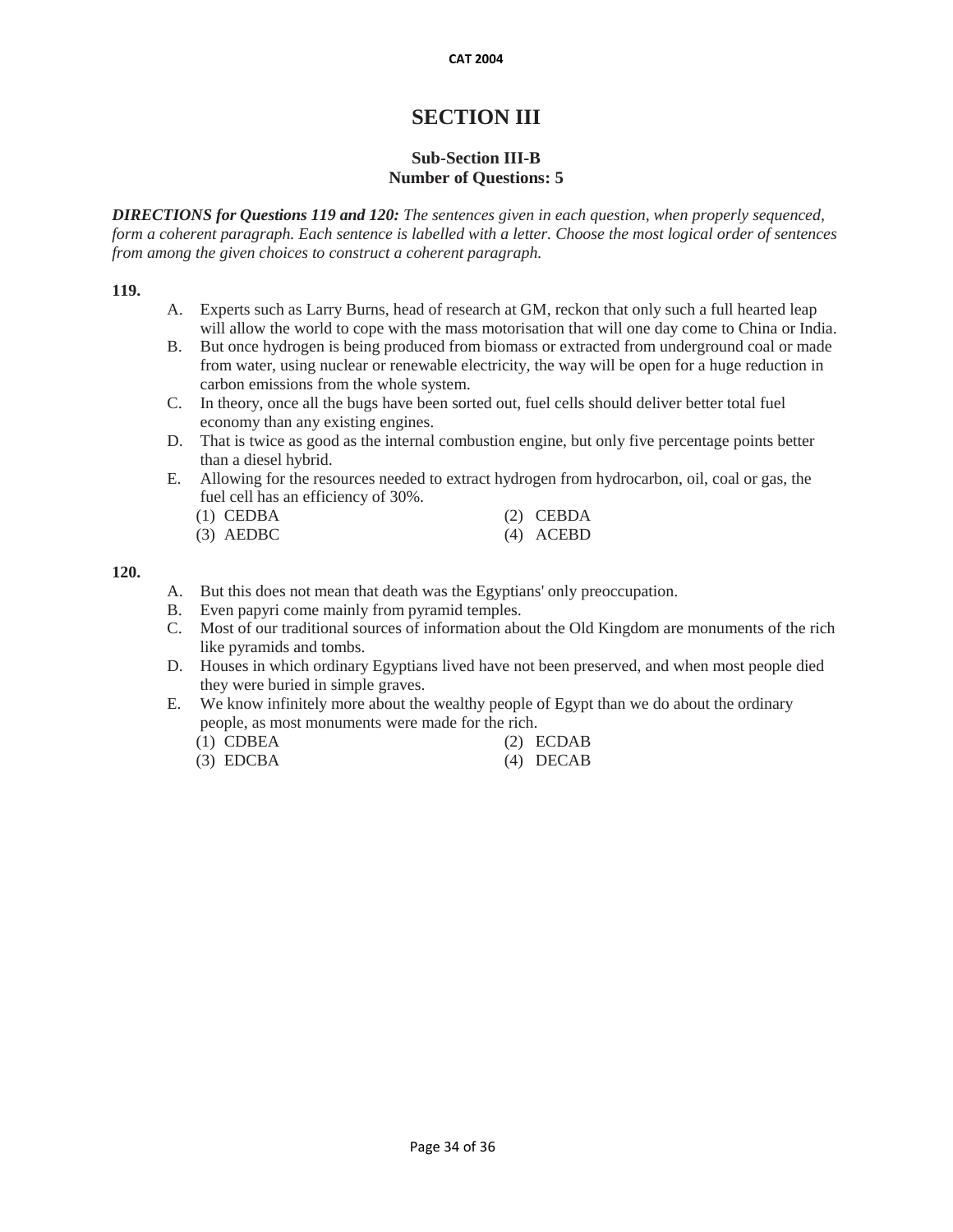# SECTION III

### Sub-Section III-B
### Number of Questions: 5

***DIRECTIONS for Questions 119 and 120:*** *The sentences given in each question, when properly sequenced, form a coherent paragraph. Each sentence is labelled with a letter. Choose the most logical order of sentences from among the given choices to construct a coherent paragraph.*

**119.**

A. Experts such as Larry Burns, head of research at GM, reckon that only such a full hearted leap will allow the world to cope with the mass motorisation that will one day come to China or India.

B. But once hydrogen is being produced from biomass or extracted from underground coal or made from water, using nuclear or renewable electricity, the way will be open for a huge reduction in carbon emissions from the whole system.

C. In theory, once all the bugs have been sorted out, fuel cells should deliver better total fuel economy than any existing engines.

D. That is twice as good as the internal combustion engine, but only five percentage points better than a diesel hybrid.

E. Allowing for the resources needed to extract hydrogen from hydrocarbon, oil, coal or gas, the fuel cell has an efficiency of 30%.

(1) CEDBA (2) CEBDA
(3) AEDBC (4) ACEBD

**120.**

A. But this does not mean that death was the Egyptians' only preoccupation.

B. Even papyri come mainly from pyramid temples.

C. Most of our traditional sources of information about the Old Kingdom are monuments of the rich like pyramids and tombs.

D. Houses in which ordinary Egyptians lived have not been preserved, and when most people died they were buried in simple graves.

E. We know infinitely more about the wealthy people of Egypt than we do about the ordinary people, as most monuments were made for the rich.

(1) CDBEA (2) ECDAB
(3) EDCBA (4) DECAB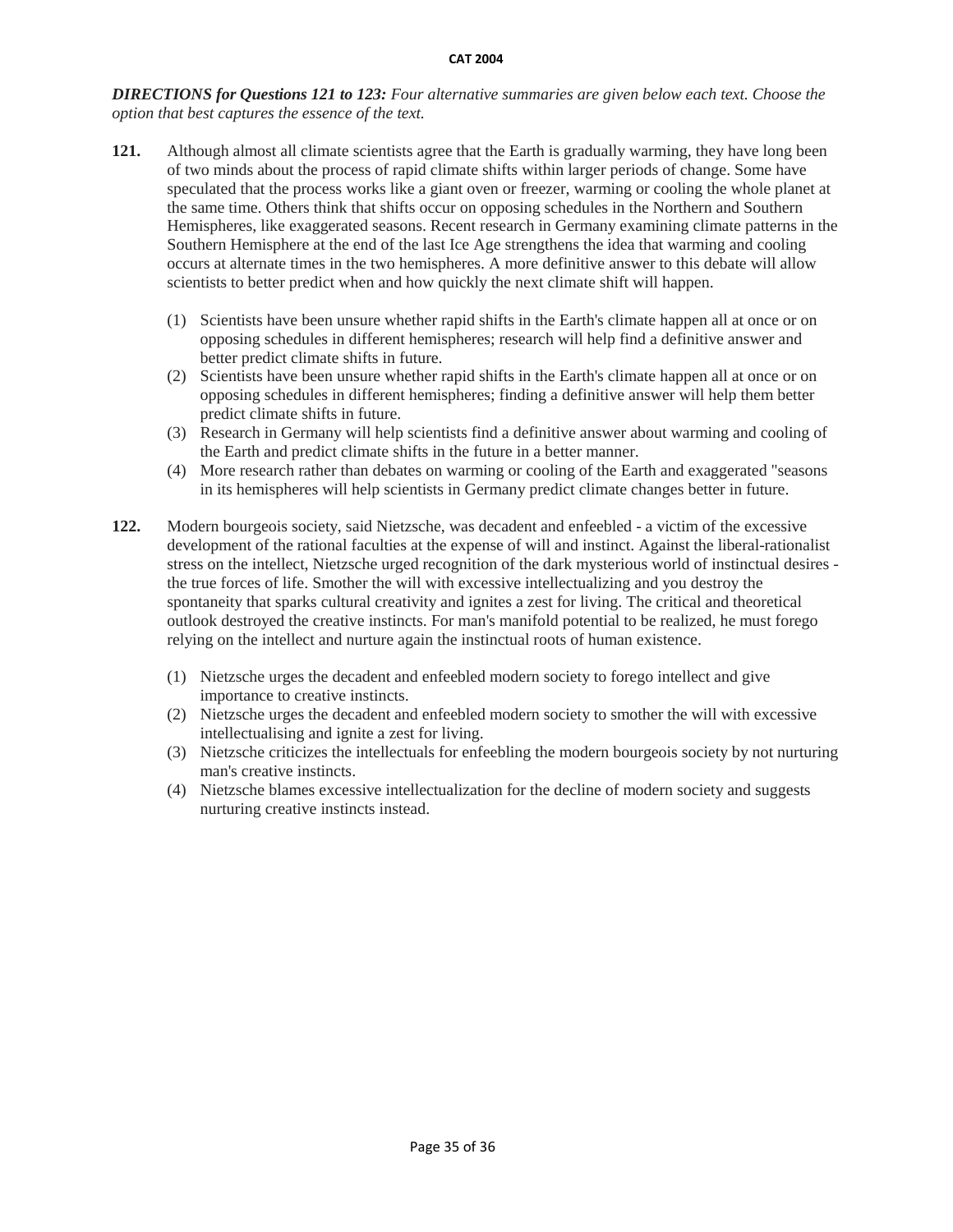***DIRECTIONS for Questions 121 to 123:** Four alternative summaries are given below each text. Choose the option that best captures the essence of the text.*

**121.** Although almost all climate scientists agree that the Earth is gradually warming, they have long been of two minds about the process of rapid climate shifts within larger periods of change. Some have speculated that the process works like a giant oven or freezer, warming or cooling the whole planet at the same time. Others think that shifts occur on opposing schedules in the Northern and Southern Hemispheres, like exaggerated seasons. Recent research in Germany examining climate patterns in the Southern Hemisphere at the end of the last Ice Age strengthens the idea that warming and cooling occurs at alternate times in the two hemispheres. A more definitive answer to this debate will allow scientists to better predict when and how quickly the next climate shift will happen.

(1) Scientists have been unsure whether rapid shifts in the Earth's climate happen all at once or on opposing schedules in different hemispheres; research will help find a definitive answer and better predict climate shifts in future.

(2) Scientists have been unsure whether rapid shifts in the Earth's climate happen all at once or on opposing schedules in different hemispheres; finding a definitive answer will help them better predict climate shifts in future.

(3) Research in Germany will help scientists find a definitive answer about warming and cooling of the Earth and predict climate shifts in the future in a better manner.

(4) More research rather than debates on warming or cooling of the Earth and exaggerated "seasons in its hemispheres will help scientists in Germany predict climate changes better in future.

**122.** Modern bourgeois society, said Nietzsche, was decadent and enfeebled - a victim of the excessive development of the rational faculties at the expense of will and instinct. Against the liberal-rationalist stress on the intellect, Nietzsche urged recognition of the dark mysterious world of instinctual desires - the true forces of life. Smother the will with excessive intellectualizing and you destroy the spontaneity that sparks cultural creativity and ignites a zest for living. The critical and theoretical outlook destroyed the creative instincts. For man's manifold potential to be realized, he must forego relying on the intellect and nurture again the instinctual roots of human existence.

(1) Nietzsche urges the decadent and enfeebled modern society to forego intellect and give importance to creative instincts.

(2) Nietzsche urges the decadent and enfeebled modern society to smother the will with excessive intellectualising and ignite a zest for living.

(3) Nietzsche criticizes the intellectuals for enfeebling the modern bourgeois society by not nurturing man's creative instincts.

(4) Nietzsche blames excessive intellectualization for the decline of modern society and suggests nurturing creative instincts instead.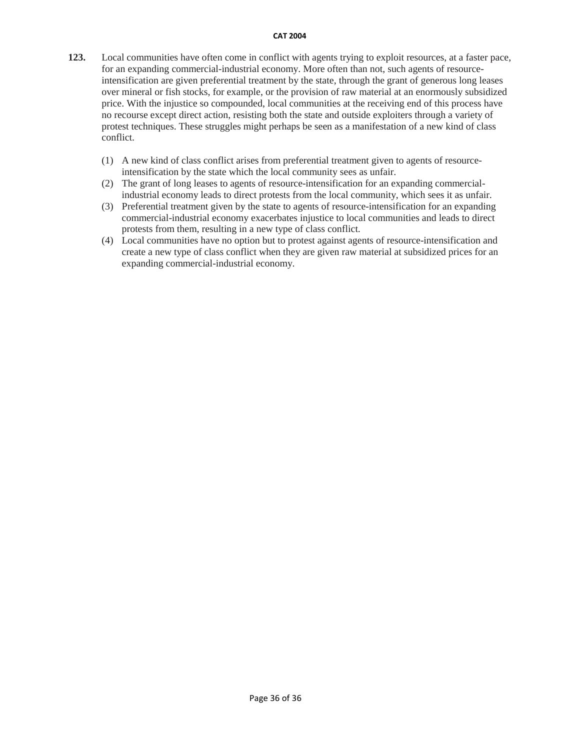**123.** Local communities have often come in conflict with agents trying to exploit resources, at a faster pace, for an expanding commercial-industrial economy. More often than not, such agents of resource-intensification are given preferential treatment by the state, through the grant of generous long leases over mineral or fish stocks, for example, or the provision of raw material at an enormously subsidized price. With the injustice so compounded, local communities at the receiving end of this process have no recourse except direct action, resisting both the state and outside exploiters through a variety of protest techniques. These struggles might perhaps be seen as a manifestation of a new kind of class conflict.

(1) A new kind of class conflict arises from preferential treatment given to agents of resource-intensification by the state which the local community sees as unfair.

(2) The grant of long leases to agents of resource-intensification for an expanding commercial-industrial economy leads to direct protests from the local community, which sees it as unfair.

(3) Preferential treatment given by the state to agents of resource-intensification for an expanding commercial-industrial economy exacerbates injustice to local communities and leads to direct protests from them, resulting in a new type of class conflict.

(4) Local communities have no option but to protest against agents of resource-intensification and create a new type of class conflict when they are given raw material at subsidized prices for an expanding commercial-industrial economy.